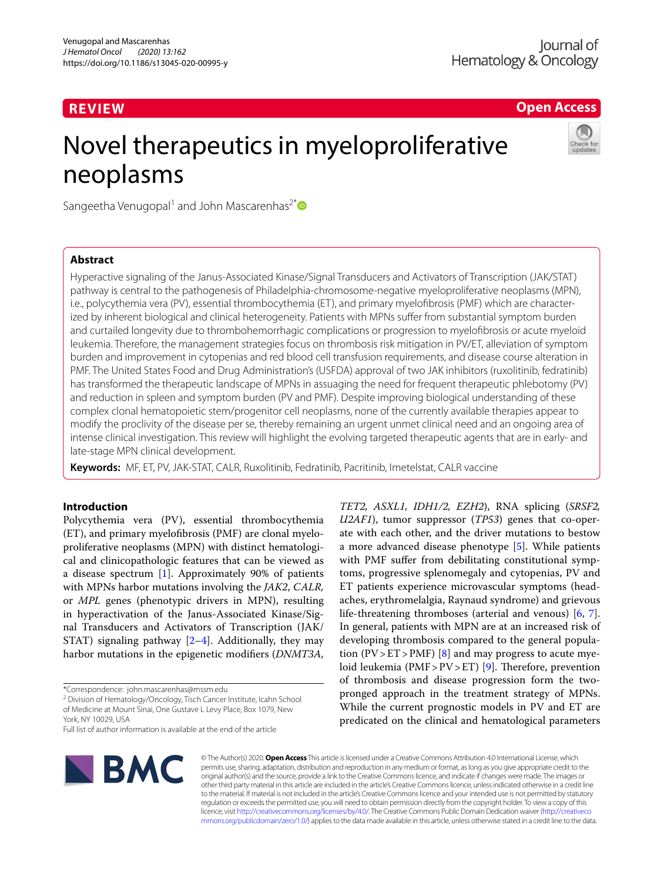REVIEW

Open Access

# Novel therapeutics in myeloproliferative neoplasms

Sangeetha Venugopal[1] and John Mascarenhas[2*]

## Abstract

Hyperactive signaling of the Janus-Associated Kinase/Signal Transducers and Activators of Transcription (JAK/STAT) pathway is central to the pathogenesis of Philadelphia-chromosome-negative myeloproliferative neoplasms (MPN), i.e., polycythemia vera (PV), essential thrombocythemia (ET), and primary myelofibrosis (PMF) which are characterized by inherent biological and clinical heterogeneity. Patients with MPNs suffer from substantial symptom burden and curtailed longevity due to thrombohemorrhagic complications or progression to myelofibrosis or acute myeloid leukemia. Therefore, the management strategies focus on thrombosis risk mitigation in PV/ET, alleviation of symptom burden and improvement in cytopenias and red blood cell transfusion requirements, and disease course alteration in PMF. The United States Food and Drug Administration's (USFDA) approval of two JAK inhibitors (ruxolitinib, fedratinib) has transformed the therapeutic landscape of MPNs in assuaging the need for frequent therapeutic phlebotomy (PV) and reduction in spleen and symptom burden (PV and PMF). Despite improving biological understanding of these complex clonal hematopoietic stem/progenitor cell neoplasms, none of the currently available therapies appear to modify the proclivity of the disease per se, thereby remaining an urgent unmet clinical need and an ongoing area of intense clinical investigation. This review will highlight the evolving targeted therapeutic agents that are in early- and late-stage MPN clinical development.

**Keywords:** MF, ET, PV, JAK-STAT, CALR, Ruxolitinib, Fedratinib, Pacritinib, Imetelstat, CALR vaccine

## Introduction

Polycythemia vera (PV), essential thrombocythemia (ET), and primary myelofibrosis (PMF) are clonal myeloproliferative neoplasms (MPN) with distinct hematological and clinicopathologic features that can be viewed as a disease spectrum [1]. Approximately 90% of patients with MPNs harbor mutations involving the *JAK2*, *CALR*, or *MPL* genes (phenotypic drivers in MPN), resulting in hyperactivation of the Janus-Associated Kinase/Signal Transducers and Activators of Transcription (JAK/STAT) signaling pathway [2–4]. Additionally, they may harbor mutations in the epigenetic modifiers (*DNMT3A*, *TET2*, *ASXL1*, *IDH1/2*, *EZH2*), RNA splicing (*SRSF2*, *U2AF1*), tumor suppressor (*TP53*) genes that co-operate with each other, and the driver mutations to bestow a more advanced disease phenotype [5]. While patients with PMF suffer from debilitating constitutional symptoms, progressive splenomegaly and cytopenias, PV and ET patients experience microvascular symptoms (headaches, erythromelalgia, Raynaud syndrome) and grievous life-threatening thromboses (arterial and venous) [6, 7]. In general, patients with MPN are at an increased risk of developing thrombosis compared to the general population (PV > ET > PMF) [8] and may progress to acute myeloid leukemia (PMF > PV > ET) [9]. Therefore, prevention of thrombosis and disease progression form the two-pronged approach in the treatment strategy of MPNs. While the current prognostic models in PV and ET are predicated on the clinical and hematological parameters

*Correspondence: john.mascarenhas@mssm.edu
[2] Division of Hematology/Oncology, Tisch Cancer Institute, Icahn School of Medicine at Mount Sinai, One Gustave L Levy Place, Box 1079, New York, NY 10029, USA
Full list of author information is available at the end of the article

© The Author(s) 2020. **Open Access** This article is licensed under a Creative Commons Attribution 4.0 International License, which permits use, sharing, adaptation, distribution and reproduction in any medium or format, as long as you give appropriate credit to the original author(s) and the source, provide a link to the Creative Commons licence, and indicate if changes were made. The images or other third party material in this article are included in the article's Creative Commons licence, unless indicated otherwise in a credit line to the material. If material is not included in the article's Creative Commons licence and your intended use is not permitted by statutory regulation or exceeds the permitted use, you will need to obtain permission directly from the copyright holder. To view a copy of this licence, visit http://creativecommons.org/licenses/by/4.0/. The Creative Commons Public Domain Dedication waiver (http://creativecommons.org/publicdomain/zero/1.0/) applies to the data made available in this article, unless otherwise stated in a credit line to the data.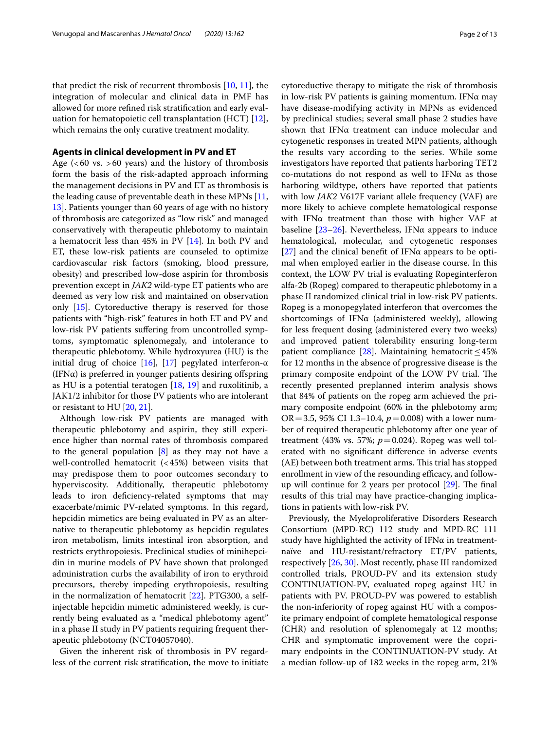that predict the risk of recurrent thrombosis [10, 11], the integration of molecular and clinical data in PMF has allowed for more refined risk stratification and early evaluation for hematopoietic cell transplantation (HCT) [12], which remains the only curative treatment modality.

## Agents in clinical development in PV and ET

Age (<60 vs. >60 years) and the history of thrombosis form the basis of the risk-adapted approach informing the management decisions in PV and ET as thrombosis is the leading cause of preventable death in these MPNs [11, 13]. Patients younger than 60 years of age with no history of thrombosis are categorized as "low risk" and managed conservatively with therapeutic phlebotomy to maintain a hematocrit less than 45% in PV [14]. In both PV and ET, these low-risk patients are counseled to optimize cardiovascular risk factors (smoking, blood pressure, obesity) and prescribed low-dose aspirin for thrombosis prevention except in *JAK2* wild-type ET patients who are deemed as very low risk and maintained on observation only [15]. Cytoreductive therapy is reserved for those patients with "high-risk" features in both ET and PV and low-risk PV patients suffering from uncontrolled symptoms, symptomatic splenomegaly, and intolerance to therapeutic phlebotomy. While hydroxyurea (HU) is the initial drug of choice [16], [17] pegylated interferon-α (IFNα) is preferred in younger patients desiring offspring as HU is a potential teratogen [18, 19] and ruxolitinib, a JAK1/2 inhibitor for those PV patients who are intolerant or resistant to HU [20, 21].

Although low-risk PV patients are managed with therapeutic phlebotomy and aspirin, they still experience higher than normal rates of thrombosis compared to the general population [8] as they may not have a well-controlled hematocrit (<45%) between visits that may predispose them to poor outcomes secondary to hyperviscosity. Additionally, therapeutic phlebotomy leads to iron deficiency-related symptoms that may exacerbate/mimic PV-related symptoms. In this regard, hepcidin mimetics are being evaluated in PV as an alternative to therapeutic phlebotomy as hepcidin regulates iron metabolism, limits intestinal iron absorption, and restricts erythropoiesis. Preclinical studies of minihepcidin in murine models of PV have shown that prolonged administration curbs the availability of iron to erythroid precursors, thereby impeding erythropoiesis, resulting in the normalization of hematocrit [22]. PTG300, a self-injectable hepcidin mimetic administered weekly, is currently being evaluated as a "medical phlebotomy agent" in a phase II study in PV patients requiring frequent therapeutic phlebotomy (NCT04057040).

Given the inherent risk of thrombosis in PV regardless of the current risk stratification, the move to initiate cytoreductive therapy to mitigate the risk of thrombosis in low-risk PV patients is gaining momentum. IFNα may have disease-modifying activity in MPNs as evidenced by preclinical studies; several small phase 2 studies have shown that IFNα treatment can induce molecular and cytogenetic responses in treated MPN patients, although the results vary according to the series. While some investigators have reported that patients harboring TET2 co-mutations do not respond as well to IFNα as those harboring wildtype, others have reported that patients with low *JAK2* V617F variant allele frequency (VAF) are more likely to achieve complete hematological response with IFNα treatment than those with higher VAF at baseline [23–26]. Nevertheless, IFNα appears to induce hematological, molecular, and cytogenetic responses [27] and the clinical benefit of IFNα appears to be optimal when employed earlier in the disease course. In this context, the LOW PV trial is evaluating Ropeginterferon alfa-2b (Ropeg) compared to therapeutic phlebotomy in a phase II randomized clinical trial in low-risk PV patients. Ropeg is a monopegylated interferon that overcomes the shortcomings of IFNα (administered weekly), allowing for less frequent dosing (administered every two weeks) and improved patient tolerability ensuring long-term patient compliance [28]. Maintaining hematocrit ≤ 45% for 12 months in the absence of progressive disease is the primary composite endpoint of the LOW PV trial. The recently presented preplanned interim analysis shows that 84% of patients on the ropeg arm achieved the primary composite endpoint (60% in the phlebotomy arm; OR = 3.5, 95% CI 1.3–10.4, $p = 0.008$) with a lower number of required therapeutic phlebotomy after one year of treatment (43% vs. 57%; $p = 0.024$). Ropeg was well tolerated with no significant difference in adverse events (AE) between both treatment arms. This trial has stopped enrollment in view of the resounding efficacy, and follow-up will continue for 2 years per protocol [29]. The final results of this trial may have practice-changing implications in patients with low-risk PV.

Previously, the Myeloproliferative Disorders Research Consortium (MPD-RC) 112 study and MPD-RC 111 study have highlighted the activity of IFNα in treatment-naïve and HU-resistant/refractory ET/PV patients, respectively [26, 30]. Most recently, phase III randomized controlled trials, PROUD-PV and its extension study CONTINUATION-PV, evaluated ropeg against HU in patients with PV. PROUD-PV was powered to establish the non-inferiority of ropeg against HU with a composite primary endpoint of complete hematological response (CHR) and resolution of splenomegaly at 12 months; CHR and symptomatic improvement were the coprimary endpoints in the CONTINUATION-PV study. At a median follow-up of 182 weeks in the ropeg arm, 21%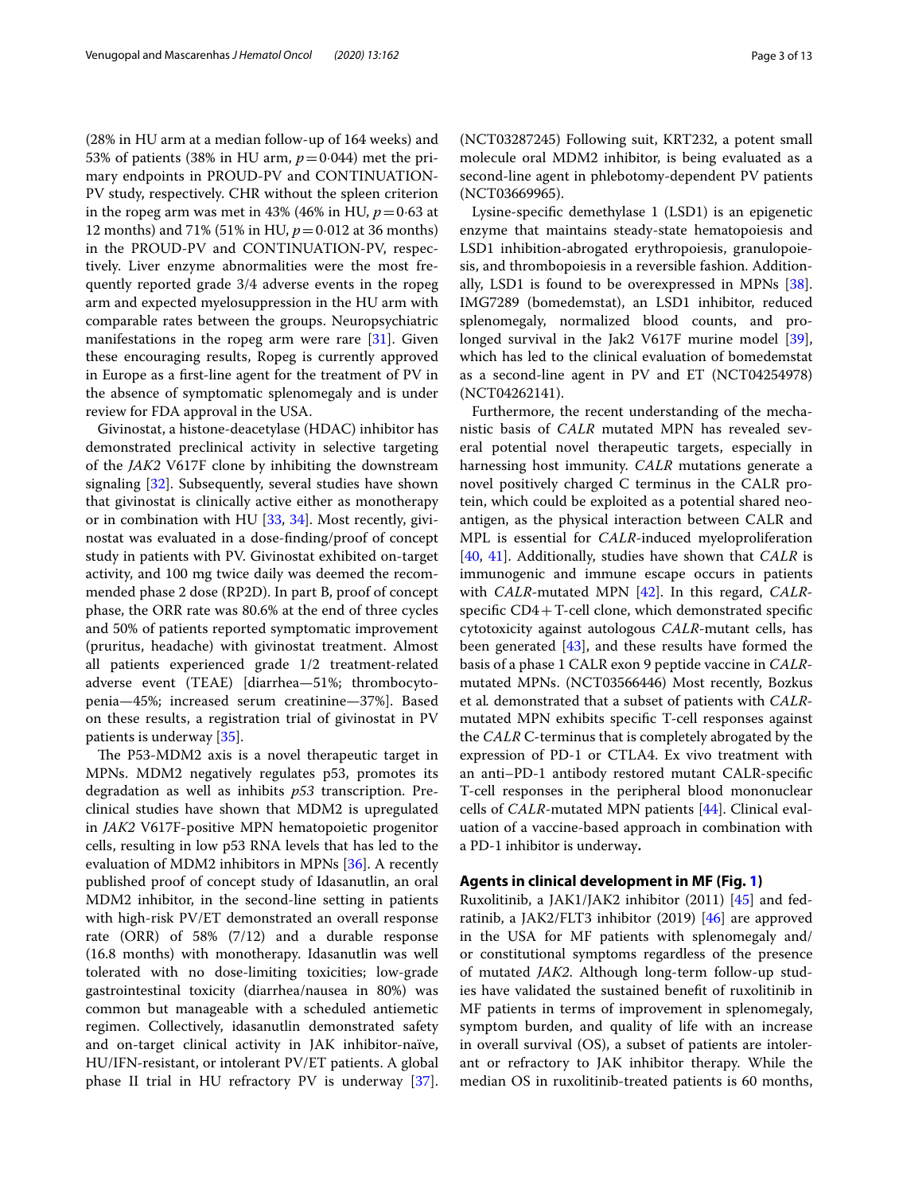(28% in HU arm at a median follow-up of 164 weeks) and 53% of patients (38% in HU arm, $p = 0.044$) met the primary endpoints in PROUD-PV and CONTINUATION-PV study, respectively. CHR without the spleen criterion in the ropeg arm was met in 43% (46% in HU, $p = 0.63$ at 12 months) and 71% (51% in HU, $p = 0.012$ at 36 months) in the PROUD-PV and CONTINUATION-PV, respectively. Liver enzyme abnormalities were the most frequently reported grade 3/4 adverse events in the ropeg arm and expected myelosuppression in the HU arm with comparable rates between the groups. Neuropsychiatric manifestations in the ropeg arm were rare [31]. Given these encouraging results, Ropeg is currently approved in Europe as a first-line agent for the treatment of PV in the absence of symptomatic splenomegaly and is under review for FDA approval in the USA.

Givinostat, a histone-deacetylase (HDAC) inhibitor has demonstrated preclinical activity in selective targeting of the *JAK2* V617F clone by inhibiting the downstream signaling [32]. Subsequently, several studies have shown that givinostat is clinically active either as monotherapy or in combination with HU [33, 34]. Most recently, givinostat was evaluated in a dose-finding/proof of concept study in patients with PV. Givinostat exhibited on-target activity, and 100 mg twice daily was deemed the recommended phase 2 dose (RP2D). In part B, proof of concept phase, the ORR rate was 80.6% at the end of three cycles and 50% of patients reported symptomatic improvement (pruritus, headache) with givinostat treatment. Almost all patients experienced grade 1/2 treatment-related adverse event (TEAE) [diarrhea—51%; thrombocytopenia—45%; increased serum creatinine—37%]. Based on these results, a registration trial of givinostat in PV patients is underway [35].

The P53-MDM2 axis is a novel therapeutic target in MPNs. MDM2 negatively regulates p53, promotes its degradation as well as inhibits *p53* transcription. Preclinical studies have shown that MDM2 is upregulated in *JAK2* V617F-positive MPN hematopoietic progenitor cells, resulting in low p53 RNA levels that has led to the evaluation of MDM2 inhibitors in MPNs [36]. A recently published proof of concept study of Idasanutlin, an oral MDM2 inhibitor, in the second-line setting in patients with high-risk PV/ET demonstrated an overall response rate (ORR) of 58% (7/12) and a durable response (16.8 months) with monotherapy. Idasanutlin was well tolerated with no dose-limiting toxicities; low-grade gastrointestinal toxicity (diarrhea/nausea in 80%) was common but manageable with a scheduled antiemetic regimen. Collectively, idasanutlin demonstrated safety and on-target clinical activity in JAK inhibitor-naïve, HU/IFN-resistant, or intolerant PV/ET patients. A global phase II trial in HU refractory PV is underway [37]. (NCT03287245) Following suit, KRT232, a potent small molecule oral MDM2 inhibitor, is being evaluated as a second-line agent in phlebotomy-dependent PV patients (NCT03669965).

Lysine-specific demethylase 1 (LSD1) is an epigenetic enzyme that maintains steady-state hematopoiesis and LSD1 inhibition-abrogated erythropoiesis, granulopoiesis, and thrombopoiesis in a reversible fashion. Additionally, LSD1 is found to be overexpressed in MPNs [38]. IMG7289 (bomedemstat), an LSD1 inhibitor, reduced splenomegaly, normalized blood counts, and prolonged survival in the Jak2 V617F murine model [39], which has led to the clinical evaluation of bomedemstat as a second-line agent in PV and ET (NCT04254978) (NCT04262141).

Furthermore, the recent understanding of the mechanistic basis of *CALR* mutated MPN has revealed several potential novel therapeutic targets, especially in harnessing host immunity. *CALR* mutations generate a novel positively charged C terminus in the CALR protein, which could be exploited as a potential shared neoantigen, as the physical interaction between CALR and MPL is essential for *CALR*-induced myeloproliferation [40, 41]. Additionally, studies have shown that *CALR* is immunogenic and immune escape occurs in patients with *CALR*-mutated MPN [42]. In this regard, *CALR*-specific CD4+ T-cell clone, which demonstrated specific cytotoxicity against autologous *CALR*-mutant cells, has been generated [43], and these results have formed the basis of a phase 1 CALR exon 9 peptide vaccine in *CALR*-mutated MPNs. (NCT03566446) Most recently, Bozkus et al. demonstrated that a subset of patients with *CALR*-mutated MPN exhibits specific T-cell responses against the *CALR* C-terminus that is completely abrogated by the expression of PD-1 or CTLA4. Ex vivo treatment with an anti–PD-1 antibody restored mutant CALR-specific T-cell responses in the peripheral blood mononuclear cells of *CALR*-mutated MPN patients [44]. Clinical evaluation of a vaccine-based approach in combination with a PD-1 inhibitor is underway.

## Agents in clinical development in MF (Fig. 1)

Ruxolitinib, a JAK1/JAK2 inhibitor (2011) [45] and fedratinib, a JAK2/FLT3 inhibitor (2019) [46] are approved in the USA for MF patients with splenomegaly and/or constitutional symptoms regardless of the presence of mutated *JAK2*. Although long-term follow-up studies have validated the sustained benefit of ruxolitinib in MF patients in terms of improvement in splenomegaly, symptom burden, and quality of life with an increase in overall survival (OS), a subset of patients are intolerant or refractory to JAK inhibitor therapy. While the median OS in ruxolitinib-treated patients is 60 months,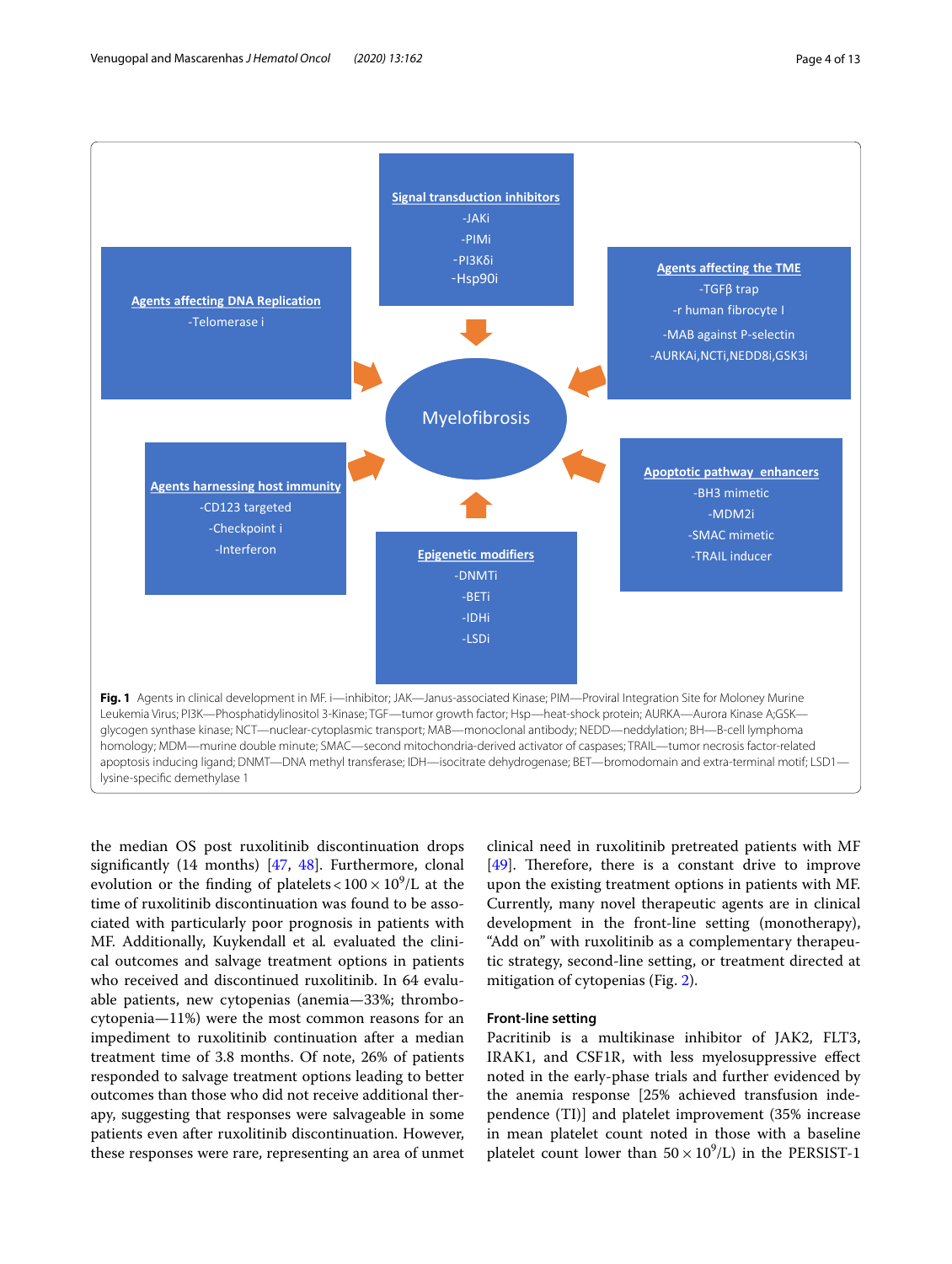Signal transduction inhibitors

- JAKi
- PIMi
- PI3Kδi
- Hsp90i

Agents affecting DNA Replication

- Telomerase i

Agents affecting the TME

- TGFβ trap
- r human fibrocyte I
- MAB against P-selectin
- AURKAi, NCTi, NEDD8i, GSK3i

Myelofibrosis

Agents harnessing host immunity

- CD123 targeted
- Checkpoint i
- Interferon

Apoptotic pathway enhancers

- BH3 mimetic
- MDM2i
- SMAC mimetic
- TRAIL inducer

Epigenetic modifiers

- DNMTi
- BETi
- IDHi
- LSDi

**Fig. 1** Agents in clinical development in MF. i—inhibitor; JAK—Janus-associated Kinase; PIM—Proviral Integration Site for Moloney Murine Leukemia Virus; PI3K—Phosphatidylinositol 3-Kinase; TGF—tumor growth factor; Hsp—heat-shock protein; AURKA—Aurora Kinase A; GSK—glycogen synthase kinase; NCT—nuclear-cytoplasmic transport; MAB—monoclonal antibody; NEDD—neddylation; BH—B-cell lymphoma homology; MDM—murine double minute; SMAC—second mitochondria-derived activator of caspases; TRAIL—tumor necrosis factor-related apoptosis inducing ligand; DNMT—DNA methyl transferase; IDH—isocitrate dehydrogenase; BET—bromodomain and extra-terminal motif; LSD1—lysine-specific demethylase 1

the median OS post ruxolitinib discontinuation drops significantly (14 months) [47, 48]. Furthermore, clonal evolution or the finding of platelets $< 100 \times 10^9$/L at the time of ruxolitinib discontinuation was found to be associated with particularly poor prognosis in patients with MF. Additionally, Kuykendall et al*.* evaluated the clinical outcomes and salvage treatment options in patients who received and discontinued ruxolitinib. In 64 evaluable patients, new cytopenias (anemia—33%; thrombocytopenia—11%) were the most common reasons for an impediment to ruxolitinib continuation after a median treatment time of 3.8 months. Of note, 26% of patients responded to salvage treatment options leading to better outcomes than those who did not receive additional therapy, suggesting that responses were salvageable in some patients even after ruxolitinib discontinuation. However, these responses were rare, representing an area of unmet clinical need in ruxolitinib pretreated patients with MF [49]. Therefore, there is a constant drive to improve upon the existing treatment options in patients with MF. Currently, many novel therapeutic agents are in clinical development in the front-line setting (monotherapy), "Add on" with ruxolitinib as a complementary therapeutic strategy, second-line setting, or treatment directed at mitigation of cytopenias (Fig. 2).

### Front-line setting

Pacritinib is a multikinase inhibitor of JAK2, FLT3, IRAK1, and CSF1R, with less myelosuppressive effect noted in the early-phase trials and further evidenced by the anemia response [25% achieved transfusion independence (TI)] and platelet improvement (35% increase in mean platelet count noted in those with a baseline platelet count lower than $50 \times 10^9$/L) in the PERSIST-1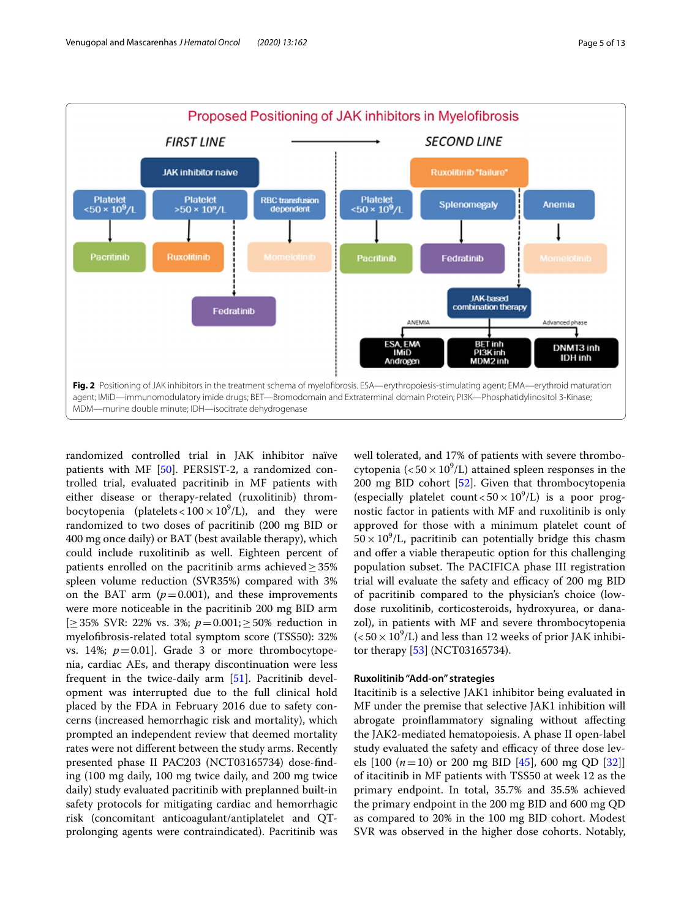Fig. 2 Positioning of JAK inhibitors in the treatment schema of myelofibrosis. ESA—erythropoiesis-stimulating agent; EMA—erythroid maturation agent; IMiD—immunomodulatory imide drugs; BET—Bromodomain and Extraterminal domain Protein; PI3K—Phosphatidylinositol 3-Kinase; MDM—murine double minute; IDH—isocitrate dehydrogenase

randomized controlled trial in JAK inhibitor naïve patients with MF [50]. PERSIST-2, a randomized controlled trial, evaluated pacritinib in MF patients with either disease or therapy-related (ruxolitinib) thrombocytopenia (platelets $< 100 \times 10^9$/L), and they were randomized to two doses of pacritinib (200 mg BID or 400 mg once daily) or BAT (best available therapy), which could include ruxolitinib as well. Eighteen percent of patients enrolled on the pacritinib arms achieved $\geq 35\%$ spleen volume reduction (SVR35%) compared with 3% on the BAT arm ($p = 0.001$), and these improvements were more noticeable in the pacritinib 200 mg BID arm [$\geq 35\%$ SVR: 22% vs. 3%; $p = 0.001$; $\geq 50\%$ reduction in myelofibrosis-related total symptom score (TSS50): 32% vs. 14%; $p = 0.01$]. Grade 3 or more thrombocytopenia, cardiac AEs, and therapy discontinuation were less frequent in the twice-daily arm [51]. Pacritinib development was interrupted due to the full clinical hold placed by the FDA in February 2016 due to safety concerns (increased hemorrhagic risk and mortality), which prompted an independent review that deemed mortality rates were not different between the study arms. Recently presented phase II PAC203 (NCT03165734) dose-finding (100 mg daily, 100 mg twice daily, and 200 mg twice daily) study evaluated pacritinib with preplanned built-in safety protocols for mitigating cardiac and hemorrhagic risk (concomitant anticoagulant/antiplatelet and QT-prolonging agents were contraindicated). Pacritinib was well tolerated, and 17% of patients with severe thrombocytopenia ($< 50 \times 10^9$/L) attained spleen responses in the 200 mg BID cohort [52]. Given that thrombocytopenia (especially platelet count $< 50 \times 10^9$/L) is a poor prognostic factor in patients with MF and ruxolitinib is only approved for those with a minimum platelet count of $50 \times 10^9$/L, pacritinib can potentially bridge this chasm and offer a viable therapeutic option for this challenging population subset. The PACIFICA phase III registration trial will evaluate the safety and efficacy of 200 mg BID of pacritinib compared to the physician's choice (low-dose ruxolitinib, corticosteroids, hydroxyurea, or danazol), in patients with MF and severe thrombocytopenia ($< 50 \times 10^9$/L) and less than 12 weeks of prior JAK inhibitor therapy [53] (NCT03165734).

### Ruxolitinib "Add-on" strategies

Itacitinib is a selective JAK1 inhibitor being evaluated in MF under the premise that selective JAK1 inhibition will abrogate proinflammatory signaling without affecting the JAK2-mediated hematopoiesis. A phase II open-label study evaluated the safety and efficacy of three dose levels [100 ($n = 10$) or 200 mg BID [45], 600 mg QD [32]] of itacitinib in MF patients with TSS50 at week 12 as the primary endpoint. In total, 35.7% and 35.5% achieved the primary endpoint in the 200 mg BID and 600 mg QD as compared to 20% in the 100 mg BID cohort. Modest SVR was observed in the higher dose cohorts. Notably,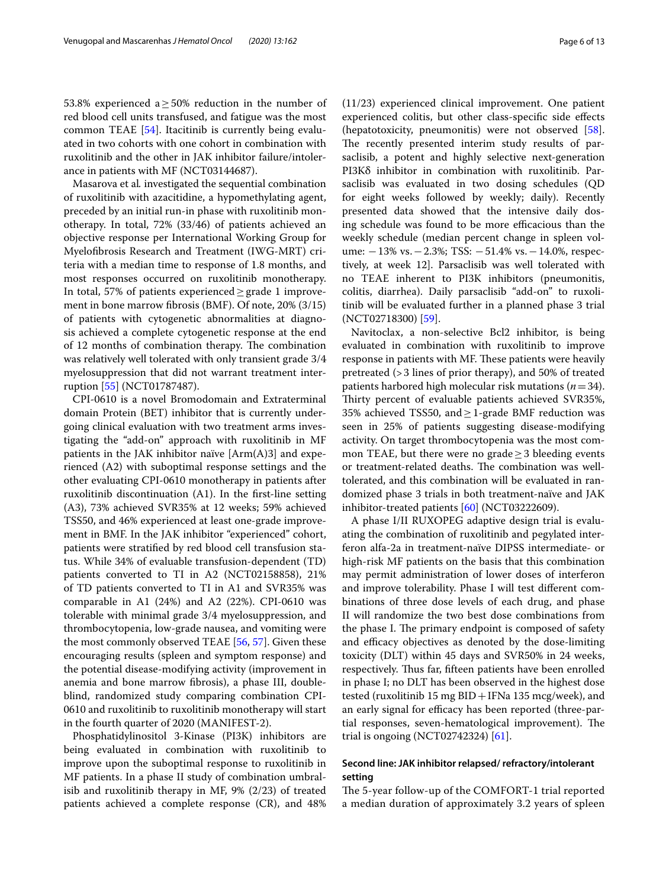53.8% experienced a ≥ 50% reduction in the number of red blood cell units transfused, and fatigue was the most common TEAE [54]. Itacitinib is currently being evaluated in two cohorts with one cohort in combination with ruxolitinib and the other in JAK inhibitor failure/intolerance in patients with MF (NCT03144687).

Masarova et al. investigated the sequential combination of ruxolitinib with azacitidine, a hypomethylating agent, preceded by an initial run-in phase with ruxolitinib monotherapy. In total, 72% (33/46) of patients achieved an objective response per International Working Group for Myelofibrosis Research and Treatment (IWG-MRT) criteria with a median time to response of 1.8 months, and most responses occurred on ruxolitinib monotherapy. In total, 57% of patients experienced ≥ grade 1 improvement in bone marrow fibrosis (BMF). Of note, 20% (3/15) of patients with cytogenetic abnormalities at diagnosis achieved a complete cytogenetic response at the end of 12 months of combination therapy. The combination was relatively well tolerated with only transient grade 3/4 myelosuppression that did not warrant treatment interruption [55] (NCT01787487).

CPI-0610 is a novel Bromodomain and Extraterminal domain Protein (BET) inhibitor that is currently undergoing clinical evaluation with two treatment arms investigating the "add-on" approach with ruxolitinib in MF patients in the JAK inhibitor naïve [Arm(A)3] and experienced (A2) with suboptimal response settings and the other evaluating CPI-0610 monotherapy in patients after ruxolitinib discontinuation (A1). In the first-line setting (A3), 73% achieved SVR35% at 12 weeks; 59% achieved TSS50, and 46% experienced at least one-grade improvement in BMF. In the JAK inhibitor "experienced" cohort, patients were stratified by red blood cell transfusion status. While 34% of evaluable transfusion-dependent (TD) patients converted to TI in A2 (NCT02158858), 21% of TD patients converted to TI in A1 and SVR35% was comparable in A1 (24%) and A2 (22%). CPI-0610 was tolerable with minimal grade 3/4 myelosuppression, and thrombocytopenia, low-grade nausea, and vomiting were the most commonly observed TEAE [56, 57]. Given these encouraging results (spleen and symptom response) and the potential disease-modifying activity (improvement in anemia and bone marrow fibrosis), a phase III, double-blind, randomized study comparing combination CPI-0610 and ruxolitinib to ruxolitinib monotherapy will start in the fourth quarter of 2020 (MANIFEST-2).

Phosphatidylinositol 3-Kinase (PI3K) inhibitors are being evaluated in combination with ruxolitinib to improve upon the suboptimal response to ruxolitinib in MF patients. In a phase II study of combination umbralisib and ruxolitinib therapy in MF, 9% (2/23) of treated patients achieved a complete response (CR), and 48% (11/23) experienced clinical improvement. One patient experienced colitis, but other class-specific side effects (hepatotoxicity, pneumonitis) were not observed [58]. The recently presented interim study results of parsaclisib, a potent and highly selective next-generation PI3Kδ inhibitor in combination with ruxolitinib. Parsaclisib was evaluated in two dosing schedules (QD for eight weeks followed by weekly; daily). Recently presented data showed that the intensive daily dosing schedule was found to be more efficacious than the weekly schedule (median percent change in spleen volume: −13% vs. −2.3%; TSS: −51.4% vs. −14.0%, respectively, at week 12]. Parsaclisib was well tolerated with no TEAE inherent to PI3K inhibitors (pneumonitis, colitis, diarrhea). Daily parsaclisib "add-on" to ruxolitinib will be evaluated further in a planned phase 3 trial (NCT02718300) [59].

Navitoclax, a non-selective Bcl2 inhibitor, is being evaluated in combination with ruxolitinib to improve response in patients with MF. These patients were heavily pretreated (> 3 lines of prior therapy), and 50% of treated patients harbored high molecular risk mutations ($n = 34$). Thirty percent of evaluable patients achieved SVR35%, 35% achieved TSS50, and ≥ 1-grade BMF reduction was seen in 25% of patients suggesting disease-modifying activity. On target thrombocytopenia was the most common TEAE, but there were no grade ≥ 3 bleeding events or treatment-related deaths. The combination was well-tolerated, and this combination will be evaluated in randomized phase 3 trials in both treatment-naïve and JAK inhibitor-treated patients [60] (NCT03222609).

A phase I/II RUXOPEG adaptive design trial is evaluating the combination of ruxolitinib and pegylated interferon alfa-2a in treatment-naïve DIPSS intermediate- or high-risk MF patients on the basis that this combination may permit administration of lower doses of interferon and improve tolerability. Phase I will test different combinations of three dose levels of each drug, and phase II will randomize the two best dose combinations from the phase I. The primary endpoint is composed of safety and efficacy objectives as denoted by the dose-limiting toxicity (DLT) within 45 days and SVR50% in 24 weeks, respectively. Thus far, fifteen patients have been enrolled in phase I; no DLT has been observed in the highest dose tested (ruxolitinib 15 mg BID + IFNa 135 mcg/week), and an early signal for efficacy has been reported (three-partial responses, seven-hematological improvement). The trial is ongoing (NCT02742324) [61].

### Second line: JAK inhibitor relapsed/ refractory/intolerant setting

The 5-year follow-up of the COMFORT-1 trial reported a median duration of approximately 3.2 years of spleen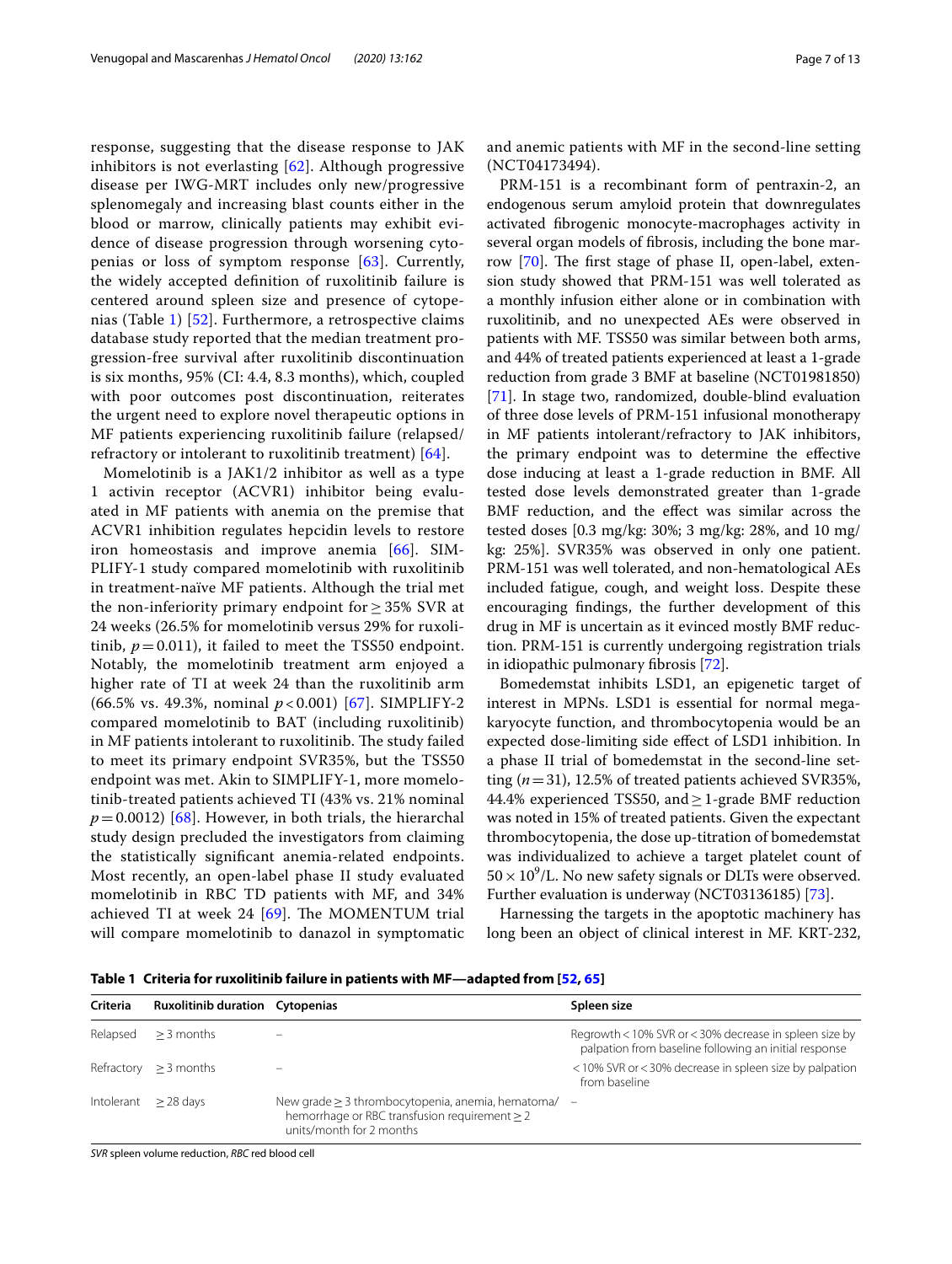response, suggesting that the disease response to JAK inhibitors is not everlasting [62]. Although progressive disease per IWG-MRT includes only new/progressive splenomegaly and increasing blast counts either in the blood or marrow, clinically patients may exhibit evidence of disease progression through worsening cytopenias or loss of symptom response [63]. Currently, the widely accepted definition of ruxolitinib failure is centered around spleen size and presence of cytopenias (Table 1) [52]. Furthermore, a retrospective claims database study reported that the median treatment progression-free survival after ruxolitinib discontinuation is six months, 95% (CI: 4.4, 8.3 months), which, coupled with poor outcomes post discontinuation, reiterates the urgent need to explore novel therapeutic options in MF patients experiencing ruxolitinib failure (relapsed/refractory or intolerant to ruxolitinib treatment) [64].

Momelotinib is a JAK1/2 inhibitor as well as a type 1 activin receptor (ACVR1) inhibitor being evaluated in MF patients with anemia on the premise that ACVR1 inhibition regulates hepcidin levels to restore iron homeostasis and improve anemia [66]. SIMPLIFY-1 study compared momelotinib with ruxolitinib in treatment-naïve MF patients. Although the trial met the non-inferiority primary endpoint for ≥ 35% SVR at 24 weeks (26.5% for momelotinib versus 29% for ruxolitinib, $p = 0.011$), it failed to meet the TSS50 endpoint. Notably, the momelotinib treatment arm enjoyed a higher rate of TI at week 24 than the ruxolitinib arm (66.5% vs. 49.3%, nominal $p < 0.001$) [67]. SIMPLIFY-2 compared momelotinib to BAT (including ruxolitinib) in MF patients intolerant to ruxolitinib. The study failed to meet its primary endpoint SVR35%, but the TSS50 endpoint was met. Akin to SIMPLIFY-1, more momelotinib-treated patients achieved TI (43% vs. 21% nominal $p = 0.0012$) [68]. However, in both trials, the hierarchal study design precluded the investigators from claiming the statistically significant anemia-related endpoints. Most recently, an open-label phase II study evaluated momelotinib in RBC TD patients with MF, and 34% achieved TI at week 24 [69]. The MOMENTUM trial will compare momelotinib to danazol in symptomatic and anemic patients with MF in the second-line setting (NCT04173494).

PRM-151 is a recombinant form of pentraxin-2, an endogenous serum amyloid protein that downregulates activated fibrogenic monocyte-macrophages activity in several organ models of fibrosis, including the bone marrow [70]. The first stage of phase II, open-label, extension study showed that PRM-151 was well tolerated as a monthly infusion either alone or in combination with ruxolitinib, and no unexpected AEs were observed in patients with MF. TSS50 was similar between both arms, and 44% of treated patients experienced at least a 1-grade reduction from grade 3 BMF at baseline (NCT01981850) [71]. In stage two, randomized, double-blind evaluation of three dose levels of PRM-151 infusional monotherapy in MF patients intolerant/refractory to JAK inhibitors, the primary endpoint was to determine the effective dose inducing at least a 1-grade reduction in BMF. All tested dose levels demonstrated greater than 1-grade BMF reduction, and the effect was similar across the tested doses [0.3 mg/kg: 30%; 3 mg/kg: 28%, and 10 mg/kg: 25%]. SVR35% was observed in only one patient. PRM-151 was well tolerated, and non-hematological AEs included fatigue, cough, and weight loss. Despite these encouraging findings, the further development of this drug in MF is uncertain as it evinced mostly BMF reduction. PRM-151 is currently undergoing registration trials in idiopathic pulmonary fibrosis [72].

Bomedemstat inhibits LSD1, an epigenetic target of interest in MPNs. LSD1 is essential for normal megakaryocyte function, and thrombocytopenia would be an expected dose-limiting side effect of LSD1 inhibition. In a phase II trial of bomedemstat in the second-line setting ($n = 31$), 12.5% of treated patients achieved SVR35%, 44.4% experienced TSS50, and ≥ 1-grade BMF reduction was noted in 15% of treated patients. Given the expectant thrombocytopenia, the dose up-titration of bomedemstat was individualized to achieve a target platelet count of $50 \times 10^9$/L. No new safety signals or DLTs were observed. Further evaluation is underway (NCT03136185) [73].

Harnessing the targets in the apoptotic machinery has long been an object of clinical interest in MF. KRT-232,

**Table 1 Criteria for ruxolitinib failure in patients with MF—adapted from [52, 65]**

| Criteria | Ruxolitinib duration | Cytopenias | Spleen size |
|---|---|---|---|
| Relapsed | ≥ 3 months | – | Regrowth < 10% SVR or < 30% decrease in spleen size by palpation from baseline following an initial response |
| Refractory | ≥ 3 months | – | < 10% SVR or < 30% decrease in spleen size by palpation from baseline |
| Intolerant | ≥ 28 days | New grade ≥ 3 thrombocytopenia, anemia, hematoma/hemorrhage or RBC transfusion requirement ≥ 2 units/month for 2 months | – |

*SVR* spleen volume reduction, *RBC* red blood cell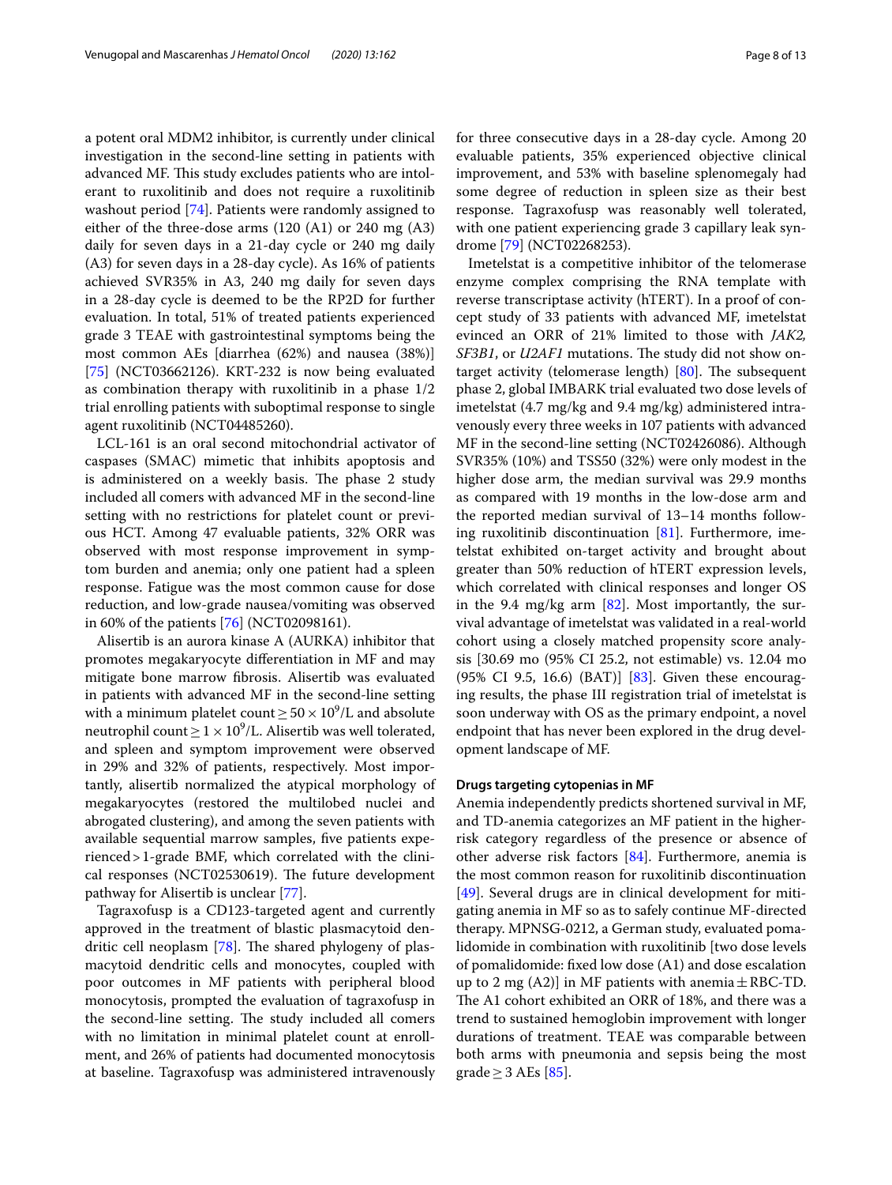a potent oral MDM2 inhibitor, is currently under clinical investigation in the second-line setting in patients with advanced MF. This study excludes patients who are intolerant to ruxolitinib and does not require a ruxolitinib washout period [74]. Patients were randomly assigned to either of the three-dose arms (120 (A1) or 240 mg (A3) daily for seven days in a 21-day cycle or 240 mg daily (A3) for seven days in a 28-day cycle). As 16% of patients achieved SVR35% in A3, 240 mg daily for seven days in a 28-day cycle is deemed to be the RP2D for further evaluation. In total, 51% of treated patients experienced grade 3 TEAE with gastrointestinal symptoms being the most common AEs [diarrhea (62%) and nausea (38%)] [75] (NCT03662126). KRT-232 is now being evaluated as combination therapy with ruxolitinib in a phase 1/2 trial enrolling patients with suboptimal response to single agent ruxolitinib (NCT04485260).

LCL-161 is an oral second mitochondrial activator of caspases (SMAC) mimetic that inhibits apoptosis and is administered on a weekly basis. The phase 2 study included all comers with advanced MF in the second-line setting with no restrictions for platelet count or previous HCT. Among 47 evaluable patients, 32% ORR was observed with most response improvement in symptom burden and anemia; only one patient had a spleen response. Fatigue was the most common cause for dose reduction, and low-grade nausea/vomiting was observed in 60% of the patients [76] (NCT02098161).

Alisertib is an aurora kinase A (AURKA) inhibitor that promotes megakaryocyte differentiation in MF and may mitigate bone marrow fibrosis. Alisertib was evaluated in patients with advanced MF in the second-line setting with a minimum platelet count $\geq 50 \times 10^9$/L and absolute neutrophil count $\geq 1 \times 10^9$/L. Alisertib was well tolerated, and spleen and symptom improvement were observed in 29% and 32% of patients, respectively. Most importantly, alisertib normalized the atypical morphology of megakaryocytes (restored the multilobed nuclei and abrogated clustering), and among the seven patients with available sequential marrow samples, five patients experienced > 1-grade BMF, which correlated with the clinical responses (NCT02530619). The future development pathway for Alisertib is unclear [77].

Tagraxofusp is a CD123-targeted agent and currently approved in the treatment of blastic plasmacytoid dendritic cell neoplasm [78]. The shared phylogeny of plasmacytoid dendritic cells and monocytes, coupled with poor outcomes in MF patients with peripheral blood monocytosis, prompted the evaluation of tagraxofusp in the second-line setting. The study included all comers with no limitation in minimal platelet count at enrollment, and 26% of patients had documented monocytosis at baseline. Tagraxofusp was administered intravenously for three consecutive days in a 28-day cycle. Among 20 evaluable patients, 35% experienced objective clinical improvement, and 53% with baseline splenomegaly had some degree of reduction in spleen size as their best response. Tagraxofusp was reasonably well tolerated, with one patient experiencing grade 3 capillary leak syndrome [79] (NCT02268253).

Imetelstat is a competitive inhibitor of the telomerase enzyme complex comprising the RNA template with reverse transcriptase activity (hTERT). In a proof of concept study of 33 patients with advanced MF, imetelstat evinced an ORR of 21% limited to those with *JAK2, SF3B1*, or *U2AF1* mutations. The study did not show on-target activity (telomerase length) [80]. The subsequent phase 2, global IMBARK trial evaluated two dose levels of imetelstat (4.7 mg/kg and 9.4 mg/kg) administered intravenously every three weeks in 107 patients with advanced MF in the second-line setting (NCT02426086). Although SVR35% (10%) and TSS50 (32%) were only modest in the higher dose arm, the median survival was 29.9 months as compared with 19 months in the low-dose arm and the reported median survival of 13–14 months following ruxolitinib discontinuation [81]. Furthermore, imetelstat exhibited on-target activity and brought about greater than 50% reduction of hTERT expression levels, which correlated with clinical responses and longer OS in the 9.4 mg/kg arm [82]. Most importantly, the survival advantage of imetelstat was validated in a real-world cohort using a closely matched propensity score analysis [30.69 mo (95% CI 25.2, not estimable) vs. 12.04 mo (95% CI 9.5, 16.6) (BAT)] [83]. Given these encouraging results, the phase III registration trial of imetelstat is soon underway with OS as the primary endpoint, a novel endpoint that has never been explored in the drug development landscape of MF.

#### Drugs targeting cytopenias in MF

Anemia independently predicts shortened survival in MF, and TD-anemia categorizes an MF patient in the higher-risk category regardless of the presence or absence of other adverse risk factors [84]. Furthermore, anemia is the most common reason for ruxolitinib discontinuation [49]. Several drugs are in clinical development for mitigating anemia in MF so as to safely continue MF-directed therapy. MPNSG-0212, a German study, evaluated pomalidomide in combination with ruxolitinib [two dose levels of pomalidomide: fixed low dose (A1) and dose escalation up to 2 mg (A2)] in MF patients with anemia ± RBC-TD. The A1 cohort exhibited an ORR of 18%, and there was a trend to sustained hemoglobin improvement with longer durations of treatment. TEAE was comparable between both arms with pneumonia and sepsis being the most grade ≥ 3 AEs [85].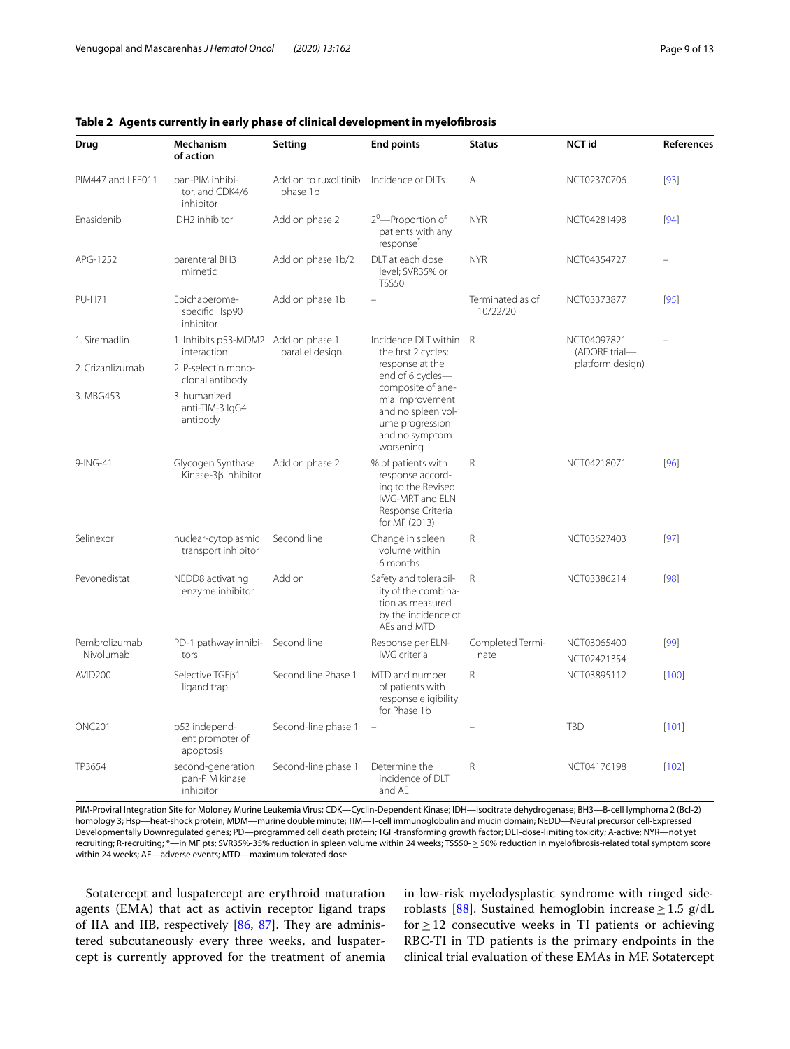**Table 2 Agents currently in early phase of clinical development in myelofibrosis**

| Drug | Mechanism of action | Setting | End points | Status | NCT id | References |
|---|---|---|---|---|---|---|
| PIM447 and LEE011 | pan-PIM inhibitor, and CDK4/6 inhibitor | Add on to ruxolitinib phase 1b | Incidence of DLTs | A | NCT02370706 | [93] |
| Enasidenib | IDH2 inhibitor | Add on phase 2 | $2^0$—Proportion of patients with any response* | NYR | NCT04281498 | [94] |
| APG-1252 | parenteral BH3 mimetic | Add on phase 1b/2 | DLT at each dose level; SVR35% or TSS50 | NYR | NCT04354727 | – |
| PU-H71 | Epichaperome-specific Hsp90 inhibitor | Add on phase 1b | – | Terminated as of 10/22/20 | NCT03373877 | [95] |
| 1. Siremadlin<br>2. Crizanlizumab<br>3. MBG453 | 1. Inhibits p53-MDM2 interaction<br>2. P-selectin monoclonal antibody<br>3. humanized anti-TIM-3 IgG4 antibody | Add on phase 1 parallel design | Incidence DLT within the first 2 cycles; response at the end of 6 cycles—composite of anemia improvement and no spleen volume progression and no symptom worsening | R | NCT04097821 (ADORE trial—platform design) | – |
| 9-ING-41 | Glycogen Synthase Kinase-3β inhibitor | Add on phase 2 | % of patients with response according to the Revised IWG-MRT and ELN Response Criteria for MF (2013) | R | NCT04218071 | [96] |
| Selinexor | nuclear-cytoplasmic transport inhibitor | Second line | Change in spleen volume within 6 months | R | NCT03627403 | [97] |
| Pevonedistat | NEDD8 activating enzyme inhibitor | Add on | Safety and tolerability of the combination as measured by the incidence of AEs and MTD | R | NCT03386214 | [98] |
| Pembrolizumab<br>Nivolumab | PD-1 pathway inhibitors | Second line | Response per ELN-IWG criteria | Completed Terminate | NCT03065400<br>NCT02421354 | [99] |
| AVID200 | Selective TGFβ1 ligand trap | Second line Phase 1 | MTD and number of patients with response eligibility for Phase 1b | R | NCT03895112 | [100] |
| ONC201 | p53 independent promoter of apoptosis | Second-line phase 1 | – | – | TBD | [101] |
| TP3654 | second-generation pan-PIM kinase inhibitor | Second-line phase 1 | Determine the incidence of DLT and AE | R | NCT04176198 | [102] |

PIM-Proviral Integration Site for Moloney Murine Leukemia Virus; CDK—Cyclin-Dependent Kinase; IDH—isocitrate dehydrogenase; BH3—B-cell lymphoma 2 (Bcl-2) homology 3; Hsp—heat-shock protein; MDM—murine double minute; TIM—T-cell immunoglobulin and mucin domain; NEDD—Neural precursor cell-Expressed Developmentally Downregulated genes; PD—programmed cell death protein; TGF-transforming growth factor; DLT-dose-limiting toxicity; A-active; NYR—not yet recruiting; R-recruiting; *—in MF pts; SVR35%-35% reduction in spleen volume within 24 weeks; TSS50- ≥ 50% reduction in myelofibrosis-related total symptom score within 24 weeks; AE—adverse events; MTD—maximum tolerated dose

Sotatercept and luspatercept are erythroid maturation agents (EMA) that act as activin receptor ligand traps of IIA and IIB, respectively [86, 87]. They are administered subcutaneously every three weeks, and luspatercept is currently approved for the treatment of anemia in low-risk myelodysplastic syndrome with ringed sideroblasts [88]. Sustained hemoglobin increase ≥ 1.5 g/dL for ≥ 12 consecutive weeks in TI patients or achieving RBC-TI in TD patients is the primary endpoints in the clinical trial evaluation of these EMAs in MF. Sotatercept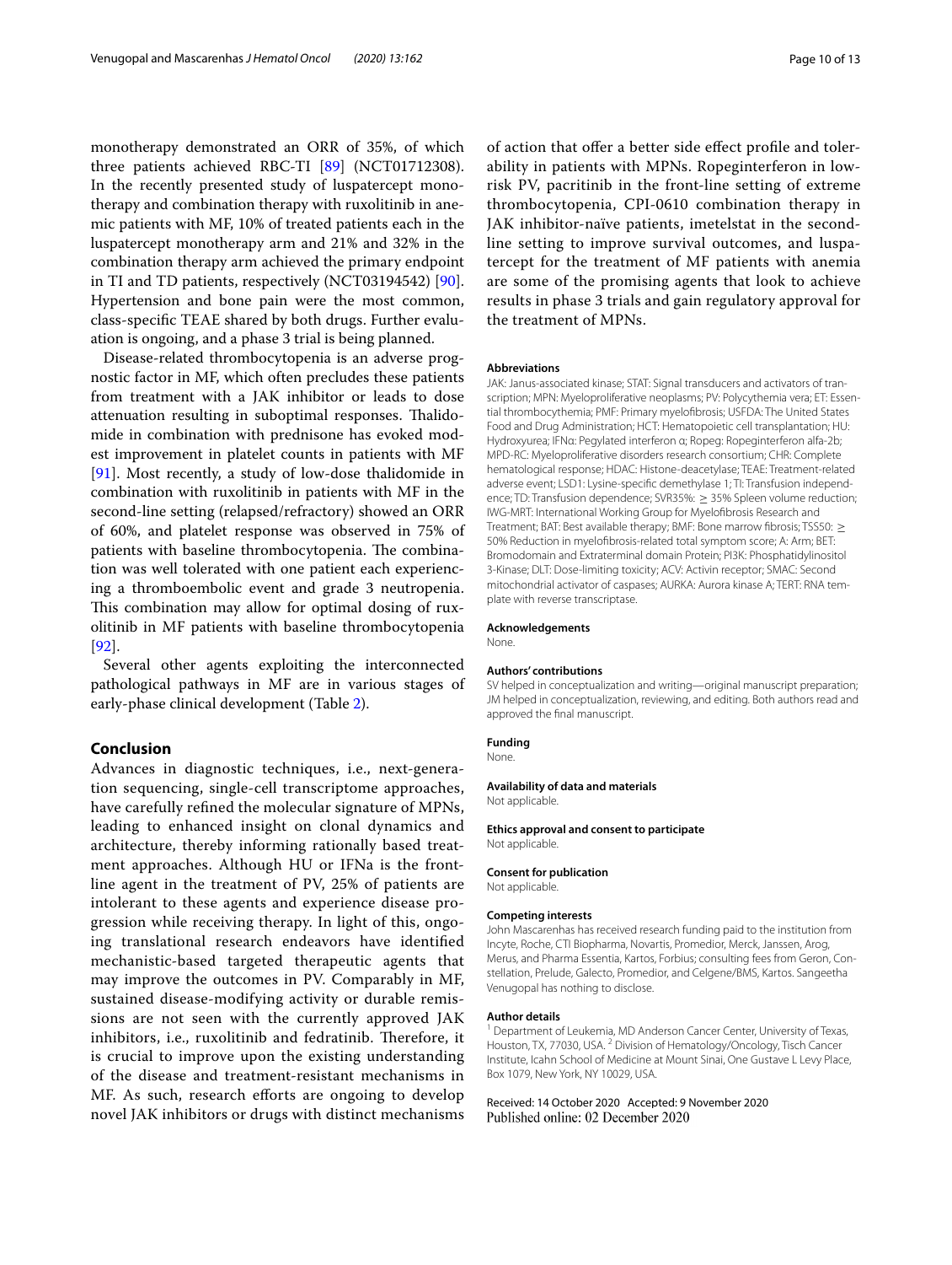monotherapy demonstrated an ORR of 35%, of which three patients achieved RBC-TI [89] (NCT01712308). In the recently presented study of luspatercept monotherapy and combination therapy with ruxolitinib in anemic patients with MF, 10% of treated patients each in the luspatercept monotherapy arm and 21% and 32% in the combination therapy arm achieved the primary endpoint in TI and TD patients, respectively (NCT03194542) [90]. Hypertension and bone pain were the most common, class-specific TEAE shared by both drugs. Further evaluation is ongoing, and a phase 3 trial is being planned.

Disease-related thrombocytopenia is an adverse prognostic factor in MF, which often precludes these patients from treatment with a JAK inhibitor or leads to dose attenuation resulting in suboptimal responses. Thalidomide in combination with prednisone has evoked modest improvement in platelet counts in patients with MF [91]. Most recently, a study of low-dose thalidomide in combination with ruxolitinib in patients with MF in the second-line setting (relapsed/refractory) showed an ORR of 60%, and platelet response was observed in 75% of patients with baseline thrombocytopenia. The combination was well tolerated with one patient each experiencing a thromboembolic event and grade 3 neutropenia. This combination may allow for optimal dosing of ruxolitinib in MF patients with baseline thrombocytopenia [92].

Several other agents exploiting the interconnected pathological pathways in MF are in various stages of early-phase clinical development (Table 2).

## Conclusion

Advances in diagnostic techniques, i.e., next-generation sequencing, single-cell transcriptome approaches, have carefully refined the molecular signature of MPNs, leading to enhanced insight on clonal dynamics and architecture, thereby informing rationally based treatment approaches. Although HU or IFNa is the front-line agent in the treatment of PV, 25% of patients are intolerant to these agents and experience disease progression while receiving therapy. In light of this, ongoing translational research endeavors have identified mechanistic-based targeted therapeutic agents that may improve the outcomes in PV. Comparably in MF, sustained disease-modifying activity or durable remissions are not seen with the currently approved JAK inhibitors, i.e., ruxolitinib and fedratinib. Therefore, it is crucial to improve upon the existing understanding of the disease and treatment-resistant mechanisms in MF. As such, research efforts are ongoing to develop novel JAK inhibitors or drugs with distinct mechanisms of action that offer a better side effect profile and tolerability in patients with MPNs. Ropeginterferon in low-risk PV, pacritinib in the front-line setting of extreme thrombocytopenia, CPI-0610 combination therapy in JAK inhibitor-naïve patients, imetelstat in the second-line setting to improve survival outcomes, and luspatercept for the treatment of MF patients with anemia are some of the promising agents that look to achieve results in phase 3 trials and gain regulatory approval for the treatment of MPNs.

### Abbreviations

JAK: Janus-associated kinase; STAT: Signal transducers and activators of transcription; MPN: Myeloproliferative neoplasms; PV: Polycythemia vera; ET: Essential thrombocythemia; PMF: Primary myelofibrosis; USFDA: The United States Food and Drug Administration; HCT: Hematopoietic cell transplantation; HU: Hydroxyurea; IFNα: Pegylated interferon α; Ropeg: Ropeginterferon alfa-2b; MPD-RC: Myeloproliferative disorders research consortium; CHR: Complete hematological response; HDAC: Histone-deacetylase; TEAE: Treatment-related adverse event; LSD1: Lysine-specific demethylase 1; TI: Transfusion independence; TD: Transfusion dependence; SVR35%: ≥ 35% Spleen volume reduction; IWG-MRT: International Working Group for Myelofibrosis Research and Treatment; BAT: Best available therapy; BMF: Bone marrow fibrosis; TSS50: ≥ 50% Reduction in myelofibrosis-related total symptom score; A: Arm; BET: Bromodomain and Extraterminal domain Protein; PI3K: Phosphatidylinositol 3-Kinase; DLT: Dose-limiting toxicity; ACV: Activin receptor; SMAC: Second mitochondrial activator of caspases; AURKA: Aurora kinase A; TERT: RNA template with reverse transcriptase.

### Acknowledgements

None.

### Authors' contributions

SV helped in conceptualization and writing—original manuscript preparation; JM helped in conceptualization, reviewing, and editing. Both authors read and approved the final manuscript.

### Funding

None.

### Availability of data and materials

Not applicable.

### Ethics approval and consent to participate

Not applicable.

### Consent for publication

Not applicable.

### Competing interests

John Mascarenhas has received research funding paid to the institution from Incyte, Roche, CTI Biopharma, Novartis, Promedior, Merck, Janssen, Arog, Merus, and Pharma Essentia, Kartos, Forbius; consulting fees from Geron, Constellation, Prelude, Galecto, Promedior, and Celgene/BMS, Kartos. Sangeetha Venugopal has nothing to disclose.

### Author details

[1] Department of Leukemia, MD Anderson Cancer Center, University of Texas, Houston, TX, 77030, USA. [2] Division of Hematology/Oncology, Tisch Cancer Institute, Icahn School of Medicine at Mount Sinai, One Gustave L Levy Place, Box 1079, New York, NY 10029, USA.

Received: 14 October 2020 Accepted: 9 November 2020
Published online: 02 December 2020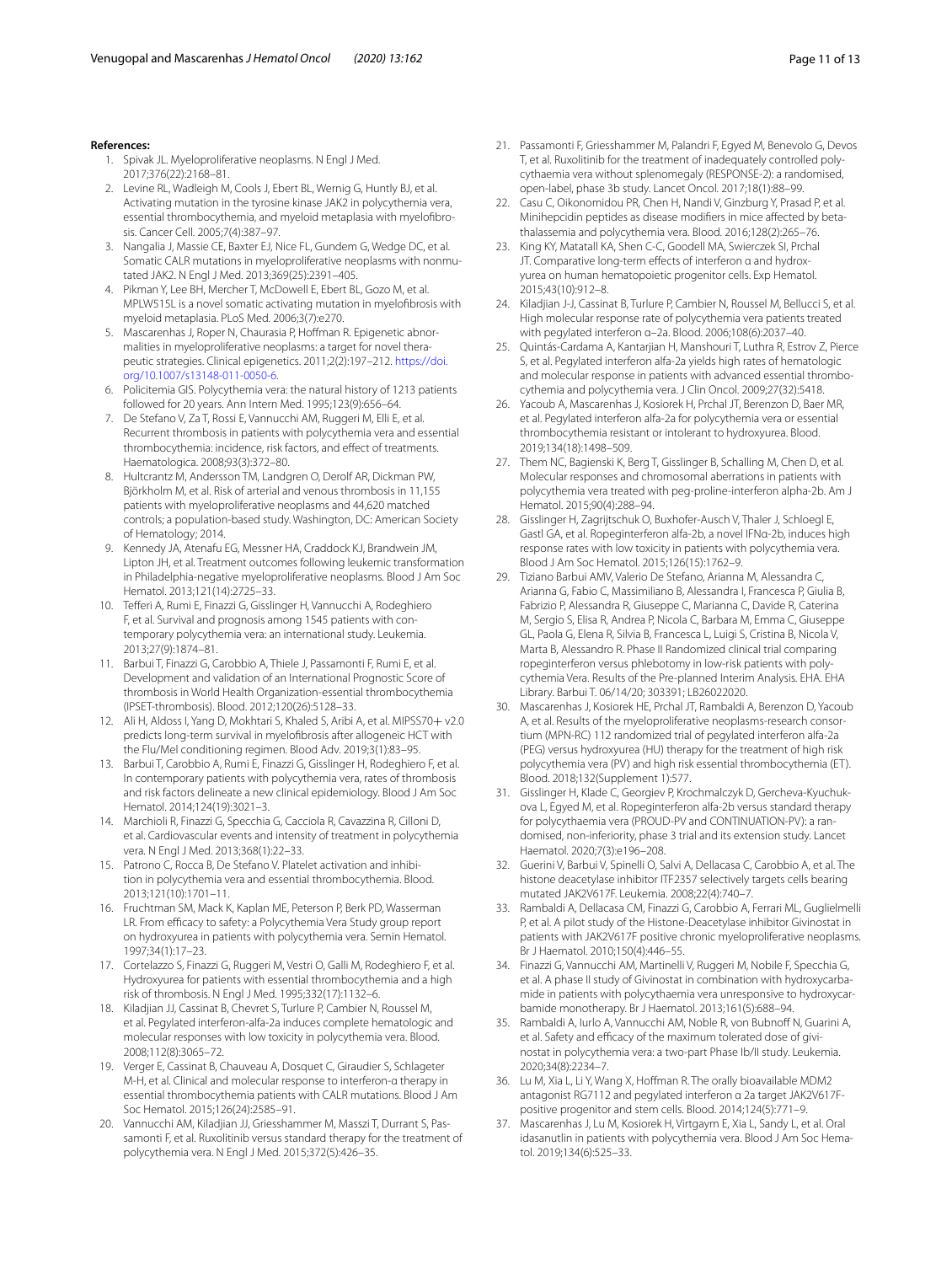**References:**

1. Spivak JL. Myeloproliferative neoplasms. N Engl J Med. 2017;376(22):2168–81.
2. Levine RL, Wadleigh M, Cools J, Ebert BL, Wernig G, Huntly BJ, et al. Activating mutation in the tyrosine kinase JAK2 in polycythemia vera, essential thrombocythemia, and myeloid metaplasia with myelofibrosis. Cancer Cell. 2005;7(4):387–97.
3. Nangalia J, Massie CE, Baxter EJ, Nice FL, Gundem G, Wedge DC, et al. Somatic CALR mutations in myeloproliferative neoplasms with nonmutated JAK2. N Engl J Med. 2013;369(25):2391–405.
4. Pikman Y, Lee BH, Mercher T, McDowell E, Ebert BL, Gozo M, et al. MPLW515L is a novel somatic activating mutation in myelofibrosis with myeloid metaplasia. PLoS Med. 2006;3(7):e270.
5. Mascarenhas J, Roper N, Chaurasia P, Hoffman R. Epigenetic abnormalities in myeloproliferative neoplasms: a target for novel therapeutic strategies. Clinical epigenetics. 2011;2(2):197–212. https://doi.org/10.1007/s13148-011-0050-6.
6. Policitemia GIS. Polycythemia vera: the natural history of 1213 patients followed for 20 years. Ann Intern Med. 1995;123(9):656–64.
7. De Stefano V, Za T, Rossi E, Vannucchi AM, Ruggeri M, Elli E, et al. Recurrent thrombosis in patients with polycythemia vera and essential thrombocythemia: incidence, risk factors, and effect of treatments. Haematologica. 2008;93(3):372–80.
8. Hultcrantz M, Andersson TM, Landgren O, Derolf AR, Dickman PW, Björkholm M, et al. Risk of arterial and venous thrombosis in 11,155 patients with myeloproliferative neoplasms and 44,620 matched controls; a population-based study. Washington, DC: American Society of Hematology; 2014.
9. Kennedy JA, Atenafu EG, Messner HA, Craddock KJ, Brandwein JM, Lipton JH, et al. Treatment outcomes following leukemic transformation in Philadelphia-negative myeloproliferative neoplasms. Blood J Am Soc Hematol. 2013;121(14):2725–33.
10. Tefferi A, Rumi E, Finazzi G, Gisslinger H, Vannucchi A, Rodeghiero F, et al. Survival and prognosis among 1545 patients with contemporary polycythemia vera: an international study. Leukemia. 2013;27(9):1874–81.
11. Barbui T, Finazzi G, Carobbio A, Thiele J, Passamonti F, Rumi E, et al. Development and validation of an International Prognostic Score of thrombosis in World Health Organization-essential thrombocythemia (IPSET-thrombosis). Blood. 2012;120(26):5128–33.
12. Ali H, Aldoss I, Yang D, Mokhtari S, Khaled S, Aribi A, et al. MIPSS70+ v2.0 predicts long-term survival in myelofibrosis after allogeneic HCT with the Flu/Mel conditioning regimen. Blood Adv. 2019;3(1):83–95.
13. Barbui T, Carobbio A, Rumi E, Finazzi G, Gisslinger H, Rodeghiero F, et al. In contemporary patients with polycythemia vera, rates of thrombosis and risk factors delineate a new clinical epidemiology. Blood J Am Soc Hematol. 2014;124(19):3021–3.
14. Marchioli R, Finazzi G, Specchia G, Cacciola R, Cavazzina R, Cilloni D, et al. Cardiovascular events and intensity of treatment in polycythemia vera. N Engl J Med. 2013;368(1):22–33.
15. Patrono C, Rocca B, De Stefano V. Platelet activation and inhibition in polycythemia vera and essential thrombocythemia. Blood. 2013;121(10):1701–11.
16. Fruchtman SM, Mack K, Kaplan ME, Peterson P, Berk PD, Wasserman LR. From efficacy to safety: a Polycythemia Vera Study group report on hydroxyurea in patients with polycythemia vera. Semin Hematol. 1997;34(1):17–23.
17. Cortelazzo S, Finazzi G, Ruggeri M, Vestri O, Galli M, Rodeghiero F, et al. Hydroxyurea for patients with essential thrombocythemia and a high risk of thrombosis. N Engl J Med. 1995;332(17):1132–6.
18. Kiladjian JJ, Cassinat B, Chevret S, Turlure P, Cambier N, Roussel M, et al. Pegylated interferon-alfa-2a induces complete hematologic and molecular responses with low toxicity in polycythemia vera. Blood. 2008;112(8):3065–72.
19. Verger E, Cassinat B, Chauveau A, Dosquet C, Giraudier S, Schlageter M-H, et al. Clinical and molecular response to interferon-α therapy in essential thrombocythemia patients with CALR mutations. Blood J Am Soc Hematol. 2015;126(24):2585–91.
20. Vannucchi AM, Kiladjian JJ, Griesshammer M, Masszi T, Durrant S, Passamonti F, et al. Ruxolitinib versus standard therapy for the treatment of polycythemia vera. N Engl J Med. 2015;372(5):426–35.
21. Passamonti F, Griesshammer M, Palandri F, Egyed M, Benevolo G, Devos T, et al. Ruxolitinib for the treatment of inadequately controlled polycythaemia vera without splenomegaly (RESPONSE-2): a randomised, open-label, phase 3b study. Lancet Oncol. 2017;18(1):88–99.
22. Casu C, Oikonomidou PR, Chen H, Nandi V, Ginzburg Y, Prasad P, et al. Minihepcidin peptides as disease modifiers in mice affected by beta-thalassemia and polycythemia vera. Blood. 2016;128(2):265–76.
23. King KY, Matatall KA, Shen C-C, Goodell MA, Swierczek SI, Prchal JT. Comparative long-term effects of interferon α and hydroxyurea on human hematopoietic progenitor cells. Exp Hematol. 2015;43(10):912–8.
24. Kiladjian J-J, Cassinat B, Turlure P, Cambier N, Roussel M, Bellucci S, et al. High molecular response rate of polycythemia vera patients treated with pegylated interferon α–2a. Blood. 2006;108(6):2037–40.
25. Quintás-Cardama A, Kantarjian H, Manshouri T, Luthra R, Estrov Z, Pierce S, et al. Pegylated interferon alfa-2a yields high rates of hematologic and molecular response in patients with advanced essential thrombocythemia and polycythemia vera. J Clin Oncol. 2009;27(32):5418.
26. Yacoub A, Mascarenhas J, Kosiorek H, Prchal JT, Berenzon D, Baer MR, et al. Pegylated interferon alfa-2a for polycythemia vera or essential thrombocythemia resistant or intolerant to hydroxyurea. Blood. 2019;134(18):1498–509.
27. Them NC, Bagienski K, Berg T, Gisslinger B, Schalling M, Chen D, et al. Molecular responses and chromosomal aberrations in patients with polycythemia vera treated with peg-proline-interferon alpha-2b. Am J Hematol. 2015;90(4):288–94.
28. Gisslinger H, Zagrijtschuk O, Buxhofer-Ausch V, Thaler J, Schloegl E, Gastl GA, et al. Ropeginterferon alfa-2b, a novel IFNα-2b, induces high response rates with low toxicity in patients with polycythemia vera. Blood J Am Soc Hematol. 2015;126(15):1762–9.
29. Tiziano Barbui AMV, Valerio De Stefano, Arianna M, Alessandra C, Arianna G, Fabio C, Massimiliano B, Alessandra I, Francesca P, Giulia B, Fabrizio P, Alessandra R, Giuseppe C, Marianna C, Davide R, Caterina M, Sergio S, Elisa R, Andrea P, Nicola C, Barbara M, Emma C, Giuseppe GL, Paola G, Elena R, Silvia B, Francesca L, Luigi S, Cristina B, Nicola V, Marta B, Alessandro R. Phase II Randomized clinical trial comparing ropeginterferon versus phlebotomy in low-risk patients with polycythemia Vera. Results of the Pre-planned Interim Analysis. EHA. EHA Library. Barbui T. 06/14/20; 303391; LB26022020.
30. Mascarenhas J, Kosiorek HE, Prchal JT, Rambaldi A, Berenzon D, Yacoub A, et al. Results of the myeloproliferative neoplasms-research consortium (MPN-RC) 112 randomized trial of pegylated interferon alfa-2a (PEG) versus hydroxyurea (HU) therapy for the treatment of high risk polycythemia vera (PV) and high risk essential thrombocythemia (ET). Blood. 2018;132(Supplement 1):577.
31. Gisslinger H, Klade C, Georgiev P, Krochmalczyk D, Gercheva-Kyuchukova L, Egyed M, et al. Ropeginterferon alfa-2b versus standard therapy for polycythaemia vera (PROUD-PV and CONTINUATION-PV): a randomised, non-inferiority, phase 3 trial and its extension study. Lancet Haematol. 2020;7(3):e196–208.
32. Guerini V, Barbui V, Spinelli O, Salvi A, Dellacasa C, Carobbio A, et al. The histone deacetylase inhibitor ITF2357 selectively targets cells bearing mutated JAK2V617F. Leukemia. 2008;22(4):740–7.
33. Rambaldi A, Dellacasa CM, Finazzi G, Carobbio A, Ferrari ML, Guglielmelli P, et al. A pilot study of the Histone-Deacetylase inhibitor Givinostat in patients with JAK2V617F positive chronic myeloproliferative neoplasms. Br J Haematol. 2010;150(4):446–55.
34. Finazzi G, Vannucchi AM, Martinelli V, Ruggeri M, Nobile F, Specchia G, et al. A phase II study of Givinostat in combination with hydroxycarbamide in patients with polycythaemia vera unresponsive to hydroxycarbamide monotherapy. Br J Haematol. 2013;161(5):688–94.
35. Rambaldi A, Iurlo A, Vannucchi AM, Noble R, von Bubnoff N, Guarini A, et al. Safety and efficacy of the maximum tolerated dose of givinostat in polycythemia vera: a two-part Phase Ib/II study. Leukemia. 2020;34(8):2234–7.
36. Lu M, Xia L, Li Y, Wang X, Hoffman R. The orally bioavailable MDM2 antagonist RG7112 and pegylated interferon α 2a target JAK2V617F-positive progenitor and stem cells. Blood. 2014;124(5):771–9.
37. Mascarenhas J, Lu M, Kosiorek H, Virtgaym E, Xia L, Sandy L, et al. Oral idasanutlin in patients with polycythemia vera. Blood J Am Soc Hematol. 2019;134(6):525–33.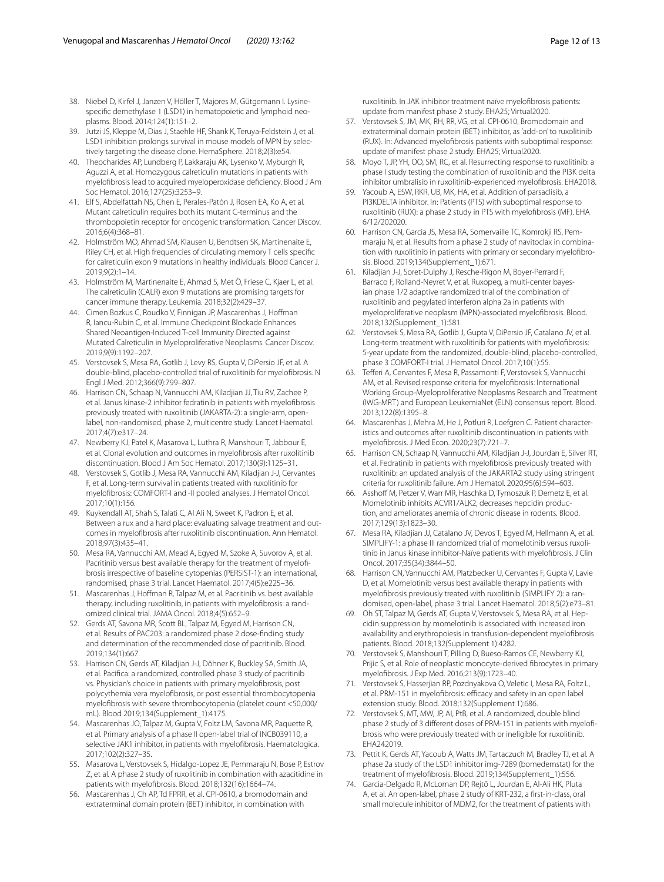38. Niebel D, Kirfel J, Janzen V, Höller T, Majores M, Gütgemann I. Lysine-specific demethylase 1 (LSD1) in hematopoietic and lymphoid neoplasms. Blood. 2014;124(1):151–2.
39. Jutzi JS, Kleppe M, Dias J, Staehle HF, Shank K, Teruya-Feldstein J, et al. LSD1 inhibition prolongs survival in mouse models of MPN by selectively targeting the disease clone. HemaSphere. 2018;2(3):e54.
40. Theocharides AP, Lundberg P, Lakkaraju AK, Lysenko V, Myburgh R, Aguzzi A, et al. Homozygous calreticulin mutations in patients with myelofibrosis lead to acquired myeloperoxidase deficiency. Blood J Am Soc Hematol. 2016;127(25):3253–9.
41. Elf S, Abdelfattah NS, Chen E, Perales-Patón J, Rosen EA, Ko A, et al. Mutant calreticulin requires both its mutant C-terminus and the thrombopoietin receptor for oncogenic transformation. Cancer Discov. 2016;6(4):368–81.
42. Holmström MO, Ahmad SM, Klausen U, Bendtsen SK, Martinenaite E, Riley CH, et al. High frequencies of circulating memory T cells specific for calreticulin exon 9 mutations in healthy individuals. Blood Cancer J. 2019;9(2):1–14.
43. Holmström M, Martinenaite E, Ahmad S, Met Ö, Friese C, Kjaer L, et al. The calreticulin (CALR) exon 9 mutations are promising targets for cancer immune therapy. Leukemia. 2018;32(2):429–37.
44. Cimen Bozkus C, Roudko V, Finnigan JP, Mascarenhas J, Hoffman R, Iancu-Rubin C, et al. Immune Checkpoint Blockade Enhances Shared Neoantigen-Induced T-cell Immunity Directed against Mutated Calreticulin in Myeloproliferative Neoplasms. Cancer Discov. 2019;9(9):1192–207.
45. Verstovsek S, Mesa RA, Gotlib J, Levy RS, Gupta V, DiPersio JF, et al. A double-blind, placebo-controlled trial of ruxolitinib for myelofibrosis. N Engl J Med. 2012;366(9):799–807.
46. Harrison CN, Schaap N, Vannucchi AM, Kiladjian JJ, Tiu RV, Zachee P, et al. Janus kinase-2 inhibitor fedratinib in patients with myelofibrosis previously treated with ruxolitinib (JAKARTA-2): a single-arm, open-label, non-randomised, phase 2, multicentre study. Lancet Haematol. 2017;4(7):e317–24.
47. Newberry KJ, Patel K, Masarova L, Luthra R, Manshouri T, Jabbour E, et al. Clonal evolution and outcomes in myelofibrosis after ruxolitinib discontinuation. Blood J Am Soc Hematol. 2017;130(9):1125–31.
48. Verstovsek S, Gotlib J, Mesa RA, Vannucchi AM, Kiladjian J-J, Cervantes F, et al. Long-term survival in patients treated with ruxolitinib for myelofibrosis: COMFORT-I and -II pooled analyses. J Hematol Oncol. 2017;10(1):156.
49. Kuykendall AT, Shah S, Talati C, Al Ali N, Sweet K, Padron E, et al. Between a rux and a hard place: evaluating salvage treatment and outcomes in myelofibrosis after ruxolitinib discontinuation. Ann Hematol. 2018;97(3):435–41.
50. Mesa RA, Vannucchi AM, Mead A, Egyed M, Szoke A, Suvorov A, et al. Pacritinib versus best available therapy for the treatment of myelofibrosis irrespective of baseline cytopenias (PERSIST-1): an international, randomised, phase 3 trial. Lancet Haematol. 2017;4(5):e225–36.
51. Mascarenhas J, Hoffman R, Talpaz M, et al. Pacritinib vs. best available therapy, including ruxolitinib, in patients with myelofibrosis: a randomized clinical trial. JAMA Oncol. 2018;4(5):652–9.
52. Gerds AT, Savona MR, Scott BL, Talpaz M, Egyed M, Harrison CN, et al. Results of PAC203: a randomized phase 2 dose-finding study and determination of the recommended dose of pacritinib. Blood. 2019;134(1):667.
53. Harrison CN, Gerds AT, Kiladjian J-J, Döhner K, Buckley SA, Smith JA, et al. Pacifica: a randomized, controlled phase 3 study of pacritinib vs. Physician's choice in patients with primary myelofibrosis, post polycythemia vera myelofibrosis, or post essential thrombocytopenia myelofibrosis with severe thrombocytopenia (platelet count <50,000/mL). Blood 2019;134(Supplement_1):4175.
54. Mascarenhas JO, Talpaz M, Gupta V, Foltz LM, Savona MR, Paquette R, et al. Primary analysis of a phase II open-label trial of INCB039110, a selective JAK1 inhibitor, in patients with myelofibrosis. Haematologica. 2017;102(2):327–35.
55. Masarova L, Verstovsek S, Hidalgo-Lopez JE, Pemmaraju N, Bose P, Estrov Z, et al. A phase 2 study of ruxolitinib in combination with azacitidine in patients with myelofibrosis. Blood. 2018;132(16):1664–74.
56. Mascarenhas J, Ch AP, Td FPRR, et al. CPI-0610, a bromodomain and extraterminal domain protein (BET) inhibitor, in combination with ruxolitinib. In JAK inhibitor treatment naïve myelofibrosis patients: update from manifest phase 2 study. EHA25; Virtual2020.
57. Verstovsek S, JM, MK, RH, RR, VG, et al. CPI-0610, Bromodomain and extraterminal domain protein (BET) inhibitor, as 'add-on' to ruxolitinib (RUX). In: Advanced myelofibrosis patients with suboptimal response: update of manifest phase 2 study. EHA25; Virtual2020.
58. Moyo T, JP, YH, OO, SM, RC, et al. Resurrecting response to ruxolitinib: a phase I study testing the combination of ruxolitinib and the PI3K delta inhibitor umbralisib in ruxolitinib-experienced myelofibrosis. EHA2018.
59. Yacoub A, ESW, RKR, UB, MK, HA, et al. Addition of parsaclisib, a PI3KDELTA inhibitor. In: Patients (PTS) with suboptimal response to ruxolitinib (RUX): a phase 2 study in PTS with myelofibrosis (MF). EHA 6/12/202020.
60. Harrison CN, Garcia JS, Mesa RA, Somervaille TC, Komrokji RS, Pemmaraju N, et al. Results from a phase 2 study of navitoclax in combination with ruxolitinib in patients with primary or secondary myelofibrosis. Blood. 2019;134(Supplement_1):671.
61. Kiladjian J-J, Soret-Dulphy J, Resche-Rigon M, Boyer-Perrard F, Barraco F, Rolland-Neyret V, et al. Ruxopeg, a multi-center bayesian phase 1/2 adaptive randomized trial of the combination of ruxolitinib and pegylated interferon alpha 2a in patients with myeloproliferative neoplasm (MPN)-associated myelofibrosis. Blood. 2018;132(Supplement_1):581.
62. Verstovsek S, Mesa RA, Gotlib J, Gupta V, DiPersio JF, Catalano JV, et al. Long-term treatment with ruxolitinib for patients with myelofibrosis: 5-year update from the randomized, double-blind, placebo-controlled, phase 3 COMFORT-I trial. J Hematol Oncol. 2017;10(1):55.
63. Tefferi A, Cervantes F, Mesa R, Passamonti F, Verstovsek S, Vannucchi AM, et al. Revised response criteria for myelofibrosis: International Working Group-Myeloproliferative Neoplasms Research and Treatment (IWG-MRT) and European LeukemiaNet (ELN) consensus report. Blood. 2013;122(8):1395–8.
64. Mascarenhas J, Mehra M, He J, Potluri R, Loefgren C. Patient characteristics and outcomes after ruxolitinib discontinuation in patients with myelofibrosis. J Med Econ. 2020;23(7):721–7.
65. Harrison CN, Schaap N, Vannucchi AM, Kiladjian J-J, Jourdan E, Silver RT, et al. Fedratinib in patients with myelofibrosis previously treated with ruxolitinib: an updated analysis of the JAKARTA2 study using stringent criteria for ruxolitinib failure. Am J Hematol. 2020;95(6):594–603.
66. Asshoff M, Petzer V, Warr MR, Haschka D, Tymoszuk P, Demetz E, et al. Momelotinib inhibits ACVR1/ALK2, decreases hepcidin production, and ameliorates anemia of chronic disease in rodents. Blood. 2017;129(13):1823–30.
67. Mesa RA, Kiladjian JJ, Catalano JV, Devos T, Egyed M, Hellmann A, et al. SIMPLIFY-1: a phase III randomized trial of momelotinib versus ruxolitinib in Janus kinase inhibitor-Naïve patients with myelofibrosis. J Clin Oncol. 2017;35(34):3844–50.
68. Harrison CN, Vannucchi AM, Platzbecker U, Cervantes F, Gupta V, Lavie D, et al. Momelotinib versus best available therapy in patients with myelofibrosis previously treated with ruxolitinib (SIMPLIFY 2): a randomised, open-label, phase 3 trial. Lancet Haematol. 2018;5(2):e73–81.
69. Oh ST, Talpaz M, Gerds AT, Gupta V, Verstovsek S, Mesa RA, et al. Hepcidin suppression by momelotinib is associated with increased iron availability and erythropoiesis in transfusion-dependent myelofibrosis patients. Blood. 2018;132(Supplement 1):4282.
70. Verstovsek S, Manshouri T, Pilling D, Bueso-Ramos CE, Newberry KJ, Prijic S, et al. Role of neoplastic monocyte-derived fibrocytes in primary myelofibrosis. J Exp Med. 2016;213(9):1723–40.
71. Verstovsek S, Hasserjian RP, Pozdnyakova O, Veletic I, Mesa RA, Foltz L, et al. PRM-151 in myelofibrosis: efficacy and safety in an open label extension study. Blood. 2018;132(Supplement 1):686.
72. Verstovsek S, MT, MW, JP, AI, PtB, et al. A randomized, double blind phase 2 study of 3 different doses of PRM-151 in patients with myelofibrosis who were previously treated with or ineligible for ruxolitinib. EHA242019.
73. Pettit K, Gerds AT, Yacoub A, Watts JM, Tartaczuch M, Bradley TJ, et al. A phase 2a study of the LSD1 inhibitor img-7289 (bomedemstat) for the treatment of myelofibrosis. Blood. 2019;134(Supplement_1):556.
74. Garcia-Delgado R, McLornan DP, Rejtő L, Jourdan E, Al-Ali HK, Pluta A, et al. An open-label, phase 2 study of KRT-232, a first-in-class, oral small molecule inhibitor of MDM2, for the treatment of patients with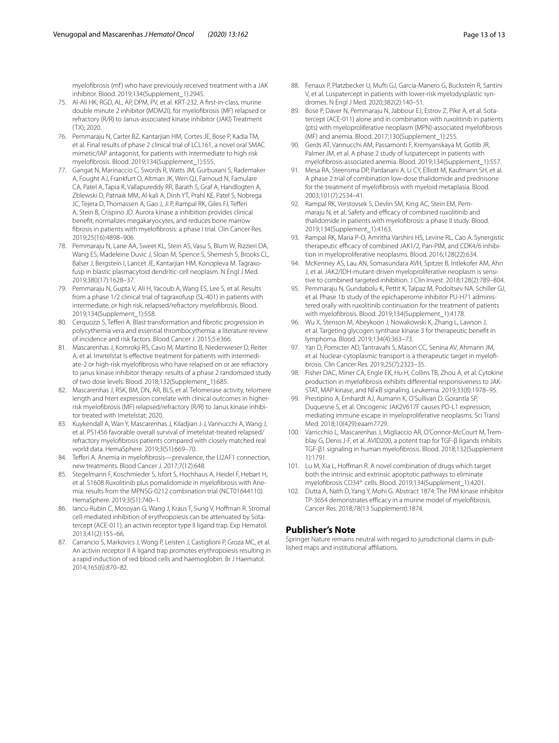myelofibrosis (mf) who have previously received treatment with a JAK inhibitor. Blood. 2019;134(Supplement_1):2945.

75. Al-Ali HK, RGD, AL, AP, DPM, PV, et al. KRT-232, A first-in-class, murine double minute 2 inhibitor (MDM2I), for myelofibrosis (MF) relapsed or refractory (R/R) to Janus-associated kinase inhibitor (JAKI) Treatment (TX); 2020.
76. Pemmaraju N, Carter BZ, Kantarjian HM, Cortes JE, Bose P, Kadia TM, et al. Final results of phase 2 clinical trial of LCL161, a novel oral SMAC mimetic/IAP antagonist, for patients with intermediate to high risk myelofibrosis. Blood. 2019;134(Supplement_1):555.
77. Gangat N, Marinaccio C, Swords R, Watts JM, Gurbuxani S, Rademaker A, Fought AJ, Frankfurt O, Altman JK, Wen QJ, Farnoud N, Famulare CA, Patel A, Tapia R, Vallapureddy RR, Barath S, Graf A, Handlogten A, Zblewski D, Patnaik MM, Al-kali A, Dinh YT, Prahl KE, Patel S, Nobrega JC, Tejera D, Thomassen A, Gao J, Ji P, Rampal RK, Giles FJ, Tefferi A, Stein B, Crispino JD. Aurora kinase a inhibition provides clinical benefit, normalizes megakaryocytes, and reduces bone marrow fibrosis in patients with myelofibrosis: a phase I trial. Clin Cancer Res. 2019;25(16):4898–906.
78. Pemmaraju N, Lane AA, Sweet KL, Stein AS, Vasu S, Blum W, Rizzieri DA, Wang ES, Madeleine Duvic J, Sloan M, Spence S, Shemesh S, Brooks CL, Balser J, Bergstein I, Lancet JE, Kantarjian HM, Konopleva M. Tagraxofusp in blastic plasmacytoid dendritic-cell neoplasm. N Engl J Med. 2019;380(17):1628–37.
79. Pemmaraju N, Gupta V, Ali H, Yacoub A, Wang ES, Lee S, et al. Results from a phase 1/2 clinical trial of tagraxofusp (SL-401) in patients with intermediate, or high risk, relapsed/refractory myelofibrosis. Blood. 2019;134(Supplement_1):558.
80. Cerquozzi S, Tefferi A. Blast transformation and fibrotic progression in polycythemia vera and essential thrombocythemia: a literature review of incidence and risk factors. Blood Cancer J. 2015;5:e366.
81. Mascarenhas J, Komrokji RS, Cavo M, Martino B, Niederwieser D, Reiter A, et al. Imetelstat Is effective treatment for patients with intermediate-2 or high-risk myelofibrosis who have relapsed on or are refractory to janus kinase inhibitor therapy: results of a phase 2 randomized study of two dose levels. Blood. 2018;132(Supplement_1):685.
82. Mascarenhas J, RSK, BM, DN, AR, BLS, et al. Telomerase activity, telomere length and htert expression correlate with clinical outcomes in higher-risk myelofibrosis (MF) relapsed/refractory (R/R) to Janus kinase inhibitor treated with Imetelstat; 2020.
83. Kuykendall A, Wan Y, Mascarenhas J, Kiladjian J-J, Vannucchi A, Wang J, et al. PS1456 favorable overall survival of imetelstat-treated relapsed/refractory myelofibrosis patients compared with closely matched real world data. HemaSphere. 2019;3(S1):669–70.
84. Tefferi A. Anemia in myelofibrosis—prevalence, the U2AF1 connection, new treatments. Blood Cancer J. 2017;7(12):648.
85. Stegelmann F, Koschmieder S, Isfort S, Hochhaus A, Heidel F, Hebart H, et al. S1608 Ruxolitinib plus pomalidomide in myelofibrosis with Anemia: results from the MPNSG-0212 combination trial (NCT01644110). HemaSphere. 2019;3(S1):740–1.
86. Iancu-Rubin C, Mosoyan G, Wang J, Kraus T, Sung V, Hoffman R. Stromal cell-mediated inhibition of erythropoiesis can be attenuated by Sotatercept (ACE-011), an activin receptor type II ligand trap. Exp Hematol. 2013;41(2):155–66.
87. Carrancio S, Markovics J, Wong P, Leisten J, Castiglioni P, Groza MC, et al. An activin receptor II A ligand trap promotes erythropoiesis resulting in a rapid induction of red blood cells and haemoglobin. Br J Haematol. 2014;165(6):870–82.
88. Fenaux P, Platzbecker U, Mufti GJ, Garcia-Manero G, Buckstein R, Santini V, et al. Luspatercept in patients with lower-risk myelodysplastic syndromes. N Engl J Med. 2020;382(2):140–51.
89. Bose P, Daver N, Pemmaraju N, Jabbour EJ, Estrov Z, Pike A, et al. Sotatercept (ACE-011) alone and in combination with ruxolitinib in patients (pts) with myeloproliferative neoplasm (MPN)-associated myelofibrosis (MF) and anemia. Blood. 2017;130(Supplement_1):255.
90. Gerds AT, Vannucchi AM, Passamonti F, Kremyanskaya M, Gotlib JR, Palmer JM, et al. A phase 2 study of luspatercept in patients with myelofibrosis-associated anemia. Blood. 2019;134(Supplement_1):557.
91. Mesa RA, Steensma DP, Pardanani A, Li CY, Elliott M, Kaufmann SH, et al. A phase 2 trial of combination low-dose thalidomide and prednisone for the treatment of myelofibrosis with myeloid metaplasia. Blood. 2003;101(7):2534–41.
92. Rampal RK, Verstovsek S, Devlin SM, King AC, Stein EM, Pemmaraju N, et al. Safety and efficacy of combined ruxolitinib and thalidomide in patients with myelofibrosis: a phase II study. Blood. 2019;134(Supplement_1):4163.
93. Rampal RK, Maria P-O, Amritha Varshini HS, Levine RL, Cao A. Synergistic therapeutic efficacy of combined JAK1/2, Pan-PIM, and CDK4/6 inhibition in myeloproliferative neoplasms. Blood. 2016;128(22):634.
94. McKenney AS, Lau AN, Somasundara AVH, Spitzer B, Intlekofer AM, Ahn J, et al. JAK2/IDH-mutant-driven myeloproliferative neoplasm is sensitive to combined targeted inhibition. J Clin Invest. 2018;128(2):789–804.
95. Pemmaraju N, Gundabolu K, Pettit K, Talpaz M, Podoltsev NA, Schiller GJ, et al. Phase 1b study of the epichaperome inhibitor PU-H71 administered orally with ruxolitinib continuation for the treatment of patients with myelofibrosis. Blood. 2019;134(Supplement_1):4178.
96. Wu X, Stenson M, Abeykoon J, Nowakowski K, Zhang L, Lawson J, et al. Targeting glycogen synthase kinase 3 for therapeutic benefit in lymphoma. Blood. 2019;134(4):363–73.
97. Yan D, Pomicter AD, Tantravahi S, Mason CC, Senina AV, Ahmann JM, et al. Nuclear-cytoplasmic transport is a therapeutic target in myelofibrosis. Clin Cancer Res. 2019;25(7):2323–35.
98. Fisher DAC, Miner CA, Engle EK, Hu H, Collins TB, Zhou A, et al. Cytokine production in myelofibrosis exhibits differential responsiveness to JAK-STAT, MAP kinase, and NFκB signaling. Leukemia. 2019;33(8):1978–95.
99. Prestipino A, Emhardt AJ, Aumann K, O'Sullivan D, Gorantla SP, Duquesne S, et al. Oncogenic JAK2V617F causes PD-L1 expression, mediating immune escape in myeloproliferative neoplasms. Sci Transl Med. 2018;10(429):eaam7729.
100. Varricchio L, Mascarenhas J, Migliaccio AR, O'Connor-McCourt M, Tremblay G, Denis J-F, et al. AVID200, a potent trap for TGF-β ligands inhibits TGF-β1 signaling in human myelofibrosis. Blood. 2018;132(Supplement 1):1791.
101. Lu M, Xia L, Hoffman R. A novel combination of drugs which target both the intrinsic and extrinsic apoptotic pathways to eliminate myelofibrosis $CD34^{+}$ cells. Blood. 2019;134(Supplement_1):4201.
102. Dutta A, Nath D, Yang Y, Mohi G. Abstract 1874: The PIM kinase inhibitor TP-3654 demonstrates efficacy in a murine model of myelofibrosis. Cancer Res. 2018;78(13 Supplement):1874.

## Publisher's Note

Springer Nature remains neutral with regard to jurisdictional claims in published maps and institutional affiliations.